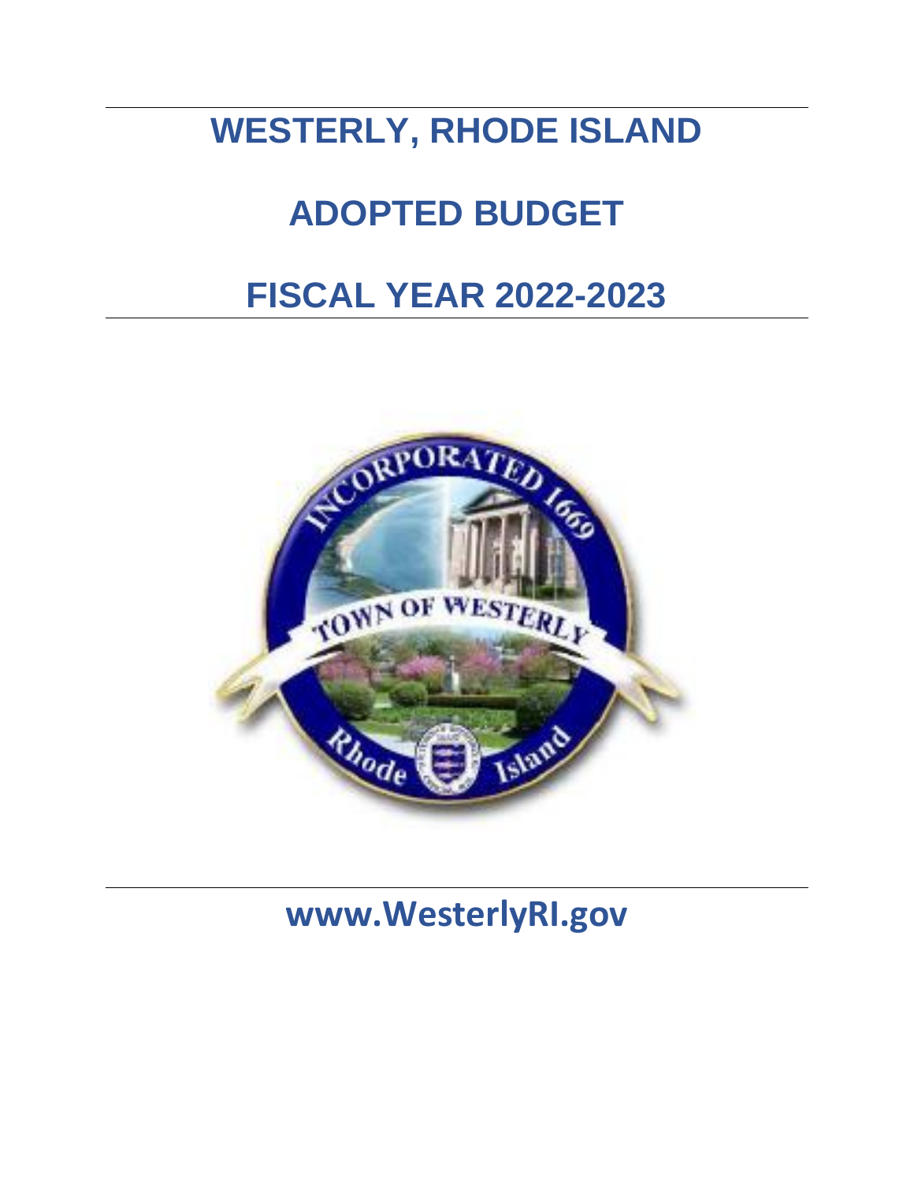# WESTERLY, RHODE ISLAND

# ADOPTED BUDGET

# FISCAL YEAR 2022-2023

## www.WesterlyRI.gov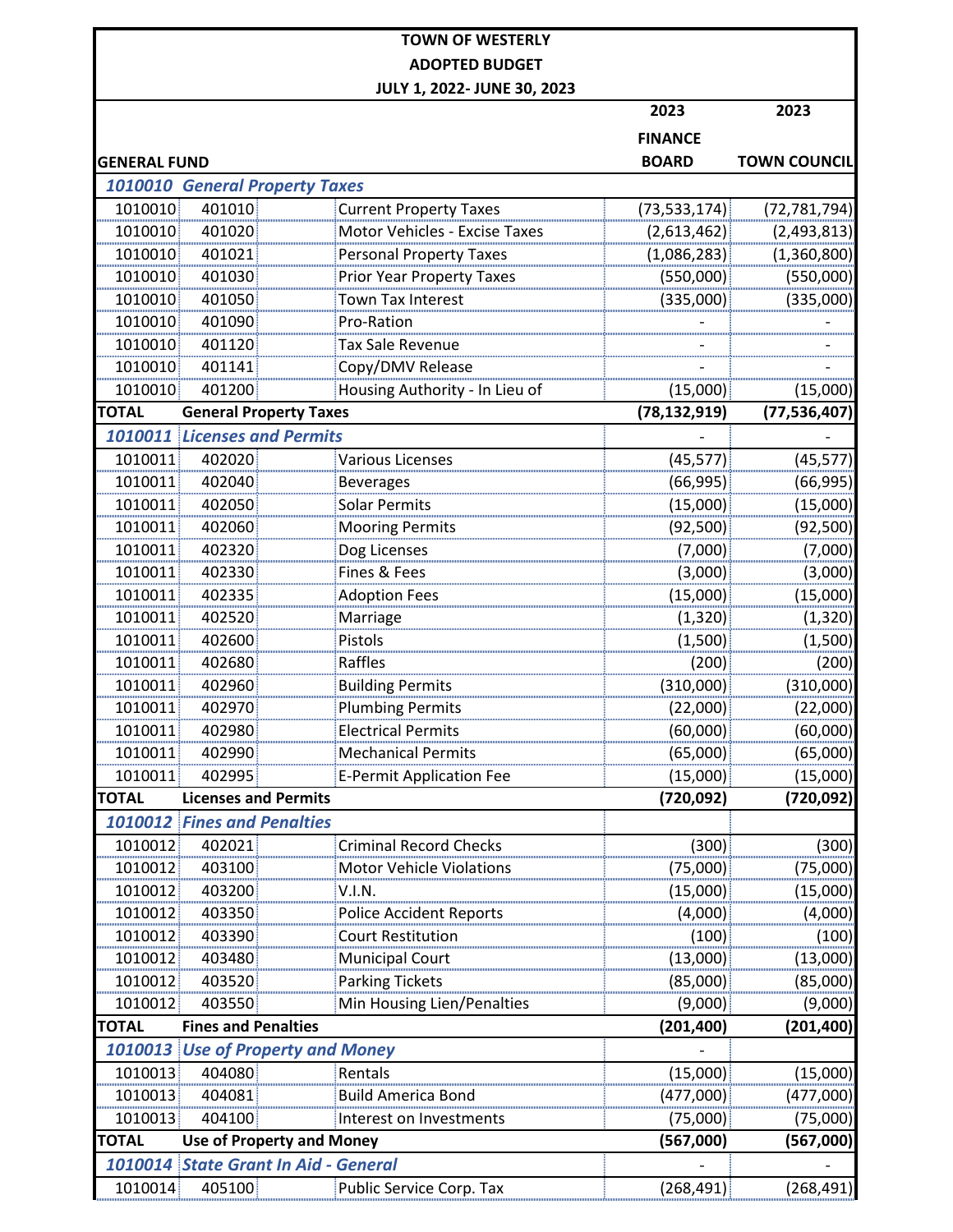**TOWN OF WESTERLY**
**ADOPTED BUDGET**
**JULY 1, 2022- JUNE 30, 2023**

| GENERAL FUND | | | 2023 FINANCE BOARD | 2023 TOWN COUNCIL |
|---|---|---|---|---|
| ***1010010*** | ***General Property Taxes*** | | | |
| 1010010 | 401010 | Current Property Taxes | (73,533,174) | (72,781,794) |
| 1010010 | 401020 | Motor Vehicles - Excise Taxes | (2,613,462) | (2,493,813) |
| 1010010 | 401021 | Personal Property Taxes | (1,086,283) | (1,360,800) |
| 1010010 | 401030 | Prior Year Property Taxes | (550,000) | (550,000) |
| 1010010 | 401050 | Town Tax Interest | (335,000) | (335,000) |
| 1010010 | 401090 | Pro-Ration | - | - |
| 1010010 | 401120 | Tax Sale Revenue | - | - |
| 1010010 | 401141 | Copy/DMV Release | - | - |
| 1010010 | 401200 | Housing Authority - In Lieu of | (15,000) | (15,000) |
| **TOTAL** | **General Property Taxes** | | **(78,132,919)** | **(77,536,407)** |
| ***1010011*** | ***Licenses and Permits*** | | - | - |
| 1010011 | 402020 | Various Licenses | (45,577) | (45,577) |
| 1010011 | 402040 | Beverages | (66,995) | (66,995) |
| 1010011 | 402050 | Solar Permits | (15,000) | (15,000) |
| 1010011 | 402060 | Mooring Permits | (92,500) | (92,500) |
| 1010011 | 402320 | Dog Licenses | (7,000) | (7,000) |
| 1010011 | 402330 | Fines & Fees | (3,000) | (3,000) |
| 1010011 | 402335 | Adoption Fees | (15,000) | (15,000) |
| 1010011 | 402520 | Marriage | (1,320) | (1,320) |
| 1010011 | 402600 | Pistols | (1,500) | (1,500) |
| 1010011 | 402680 | Raffles | (200) | (200) |
| 1010011 | 402960 | Building Permits | (310,000) | (310,000) |
| 1010011 | 402970 | Plumbing Permits | (22,000) | (22,000) |
| 1010011 | 402980 | Electrical Permits | (60,000) | (60,000) |
| 1010011 | 402990 | Mechanical Permits | (65,000) | (65,000) |
| 1010011 | 402995 | E-Permit Application Fee | (15,000) | (15,000) |
| **TOTAL** | **Licenses and Permits** | | **(720,092)** | **(720,092)** |
| ***1010012*** | ***Fines and Penalties*** | | | |
| 1010012 | 402021 | Criminal Record Checks | (300) | (300) |
| 1010012 | 403100 | Motor Vehicle Violations | (75,000) | (75,000) |
| 1010012 | 403200 | V.I.N. | (15,000) | (15,000) |
| 1010012 | 403350 | Police Accident Reports | (4,000) | (4,000) |
| 1010012 | 403390 | Court Restitution | (100) | (100) |
| 1010012 | 403480 | Municipal Court | (13,000) | (13,000) |
| 1010012 | 403520 | Parking Tickets | (85,000) | (85,000) |
| 1010012 | 403550 | Min Housing Lien/Penalties | (9,000) | (9,000) |
| **TOTAL** | **Fines and Penalties** | | **(201,400)** | **(201,400)** |
| ***1010013*** | ***Use of Property and Money*** | | - | |
| 1010013 | 404080 | Rentals | (15,000) | (15,000) |
| 1010013 | 404081 | Build America Bond | (477,000) | (477,000) |
| 1010013 | 404100 | Interest on Investments | (75,000) | (75,000) |
| **TOTAL** | **Use of Property and Money** | | **(567,000)** | **(567,000)** |
| ***1010014*** | ***State Grant In Aid - General*** | | - | - |
| 1010014 | 405100 | Public Service Corp. Tax | (268,491) | (268,491) |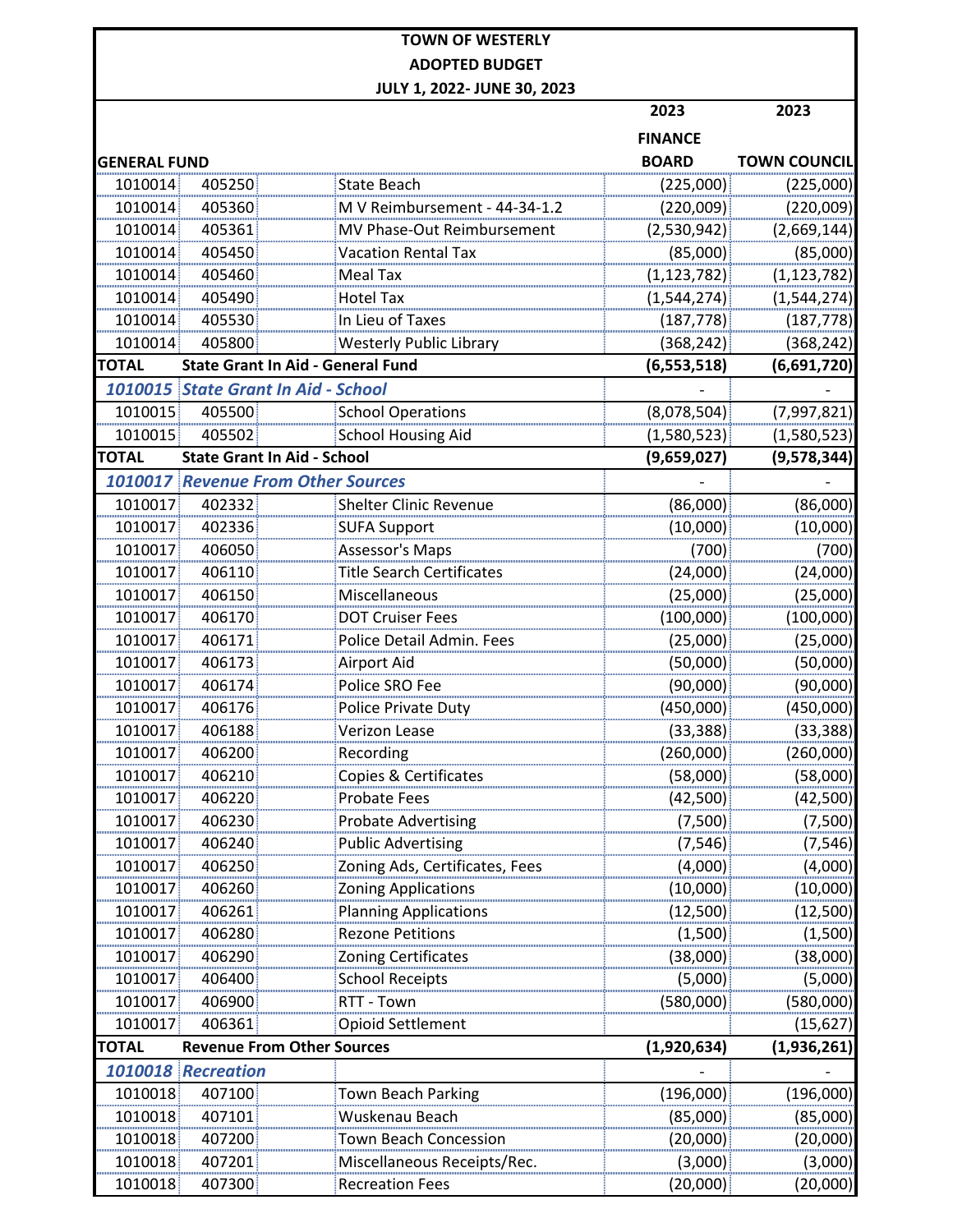# TOWN OF WESTERLY
## ADOPTED BUDGET
### JULY 1, 2022- JUNE 30, 2023

| GENERAL FUND | | | 2023 FINANCE BOARD | 2023 TOWN COUNCIL |
|---|---|---|---|---|
| 1010014 | 405250 | State Beach | (225,000) | (225,000) |
| 1010014 | 405360 | M V Reimbursement - 44-34-1.2 | (220,009) | (220,009) |
| 1010014 | 405361 | MV Phase-Out Reimbursement | (2,530,942) | (2,669,144) |
| 1010014 | 405450 | Vacation Rental Tax | (85,000) | (85,000) |
| 1010014 | 405460 | Meal Tax | (1,123,782) | (1,123,782) |
| 1010014 | 405490 | Hotel Tax | (1,544,274) | (1,544,274) |
| 1010014 | 405530 | In Lieu of Taxes | (187,778) | (187,778) |
| 1010014 | 405800 | Westerly Public Library | (368,242) | (368,242) |
| **TOTAL** | **State Grant In Aid - General Fund** | | **(6,553,518)** | **(6,691,720)** |
| ***1010015*** | ***State Grant In Aid - School*** | | - | - |
| 1010015 | 405500 | School Operations | (8,078,504) | (7,997,821) |
| 1010015 | 405502 | School Housing Aid | (1,580,523) | (1,580,523) |
| **TOTAL** | **State Grant In Aid - School** | | **(9,659,027)** | **(9,578,344)** |
| ***1010017*** | ***Revenue From Other Sources*** | | - | - |
| 1010017 | 402332 | Shelter Clinic Revenue | (86,000) | (86,000) |
| 1010017 | 402336 | SUFA Support | (10,000) | (10,000) |
| 1010017 | 406050 | Assessor's Maps | (700) | (700) |
| 1010017 | 406110 | Title Search Certificates | (24,000) | (24,000) |
| 1010017 | 406150 | Miscellaneous | (25,000) | (25,000) |
| 1010017 | 406170 | DOT Cruiser Fees | (100,000) | (100,000) |
| 1010017 | 406171 | Police Detail Admin. Fees | (25,000) | (25,000) |
| 1010017 | 406173 | Airport Aid | (50,000) | (50,000) |
| 1010017 | 406174 | Police SRO Fee | (90,000) | (90,000) |
| 1010017 | 406176 | Police Private Duty | (450,000) | (450,000) |
| 1010017 | 406188 | Verizon Lease | (33,388) | (33,388) |
| 1010017 | 406200 | Recording | (260,000) | (260,000) |
| 1010017 | 406210 | Copies & Certificates | (58,000) | (58,000) |
| 1010017 | 406220 | Probate Fees | (42,500) | (42,500) |
| 1010017 | 406230 | Probate Advertising | (7,500) | (7,500) |
| 1010017 | 406240 | Public Advertising | (7,546) | (7,546) |
| 1010017 | 406250 | Zoning Ads, Certificates, Fees | (4,000) | (4,000) |
| 1010017 | 406260 | Zoning Applications | (10,000) | (10,000) |
| 1010017 | 406261 | Planning Applications | (12,500) | (12,500) |
| 1010017 | 406280 | Rezone Petitions | (1,500) | (1,500) |
| 1010017 | 406290 | Zoning Certificates | (38,000) | (38,000) |
| 1010017 | 406400 | School Receipts | (5,000) | (5,000) |
| 1010017 | 406900 | RTT - Town | (580,000) | (580,000) |
| 1010017 | 406361 | Opioid Settlement | | (15,627) |
| **TOTAL** | **Revenue From Other Sources** | | **(1,920,634)** | **(1,936,261)** |
| ***1010018*** | ***Recreation*** | | - | - |
| 1010018 | 407100 | Town Beach Parking | (196,000) | (196,000) |
| 1010018 | 407101 | Wuskenau Beach | (85,000) | (85,000) |
| 1010018 | 407200 | Town Beach Concession | (20,000) | (20,000) |
| 1010018 | 407201 | Miscellaneous Receipts/Rec. | (3,000) | (3,000) |
| 1010018 | 407300 | Recreation Fees | (20,000) | (20,000) |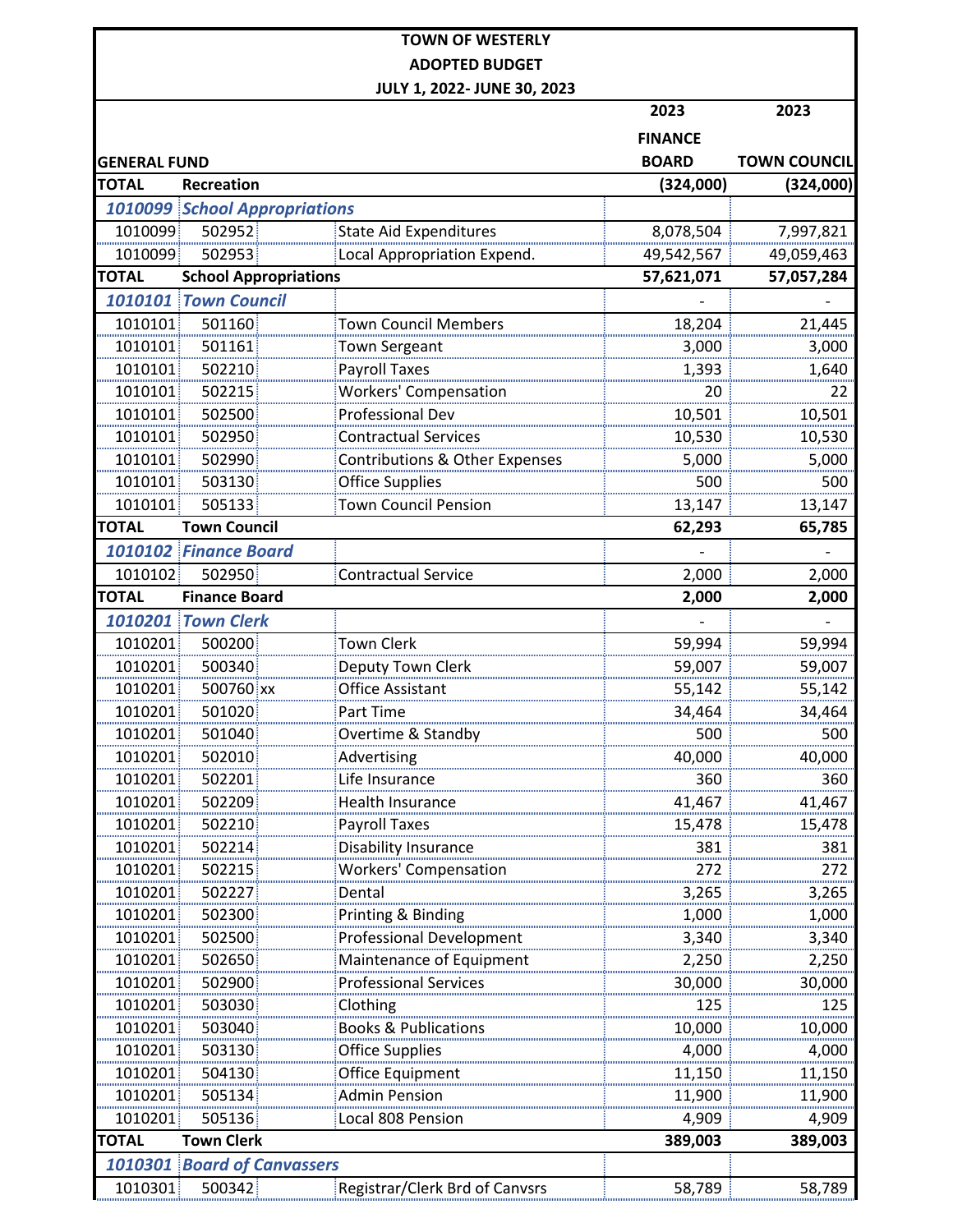# TOWN OF WESTERLY
## ADOPTED BUDGET
### JULY 1, 2022- JUNE 30, 2023

| GENERAL FUND | | | | 2023 FINANCE BOARD | 2023 TOWN COUNCIL |
|---|---|---|---|---|---|
| **TOTAL** | **Recreation** | | | **(324,000)** | **(324,000)** |
| ***1010099*** | ***School Appropriations*** | | | | |
| 1010099 | 502952 | | State Aid Expenditures | 8,078,504 | 7,997,821 |
| 1010099 | 502953 | | Local Appropriation Expend. | 49,542,567 | 49,059,463 |
| **TOTAL** | **School Appropriations** | | | **57,621,071** | **57,057,284** |
| ***1010101*** | ***Town Council*** | | | - | - |
| 1010101 | 501160 | | Town Council Members | 18,204 | 21,445 |
| 1010101 | 501161 | | Town Sergeant | 3,000 | 3,000 |
| 1010101 | 502210 | | Payroll Taxes | 1,393 | 1,640 |
| 1010101 | 502215 | | Workers' Compensation | 20 | 22 |
| 1010101 | 502500 | | Professional Dev | 10,501 | 10,501 |
| 1010101 | 502950 | | Contractual Services | 10,530 | 10,530 |
| 1010101 | 502990 | | Contributions & Other Expenses | 5,000 | 5,000 |
| 1010101 | 503130 | | Office Supplies | 500 | 500 |
| 1010101 | 505133 | | Town Council Pension | 13,147 | 13,147 |
| **TOTAL** | **Town Council** | | | **62,293** | **65,785** |
| ***1010102*** | ***Finance Board*** | | | - | - |
| 1010102 | 502950 | | Contractual Service | 2,000 | 2,000 |
| **TOTAL** | **Finance Board** | | | **2,000** | **2,000** |
| ***1010201*** | ***Town Clerk*** | | | - | - |
| 1010201 | 500200 | | Town Clerk | 59,994 | 59,994 |
| 1010201 | 500340 | | Deputy Town Clerk | 59,007 | 59,007 |
| 1010201 | 500760 | xx | Office Assistant | 55,142 | 55,142 |
| 1010201 | 501020 | | Part Time | 34,464 | 34,464 |
| 1010201 | 501040 | | Overtime & Standby | 500 | 500 |
| 1010201 | 502010 | | Advertising | 40,000 | 40,000 |
| 1010201 | 502201 | | Life Insurance | 360 | 360 |
| 1010201 | 502209 | | Health Insurance | 41,467 | 41,467 |
| 1010201 | 502210 | | Payroll Taxes | 15,478 | 15,478 |
| 1010201 | 502214 | | Disability Insurance | 381 | 381 |
| 1010201 | 502215 | | Workers' Compensation | 272 | 272 |
| 1010201 | 502227 | | Dental | 3,265 | 3,265 |
| 1010201 | 502300 | | Printing & Binding | 1,000 | 1,000 |
| 1010201 | 502500 | | Professional Development | 3,340 | 3,340 |
| 1010201 | 502650 | | Maintenance of Equipment | 2,250 | 2,250 |
| 1010201 | 502900 | | Professional Services | 30,000 | 30,000 |
| 1010201 | 503030 | | Clothing | 125 | 125 |
| 1010201 | 503040 | | Books & Publications | 10,000 | 10,000 |
| 1010201 | 503130 | | Office Supplies | 4,000 | 4,000 |
| 1010201 | 504130 | | Office Equipment | 11,150 | 11,150 |
| 1010201 | 505134 | | Admin Pension | 11,900 | 11,900 |
| 1010201 | 505136 | | Local 808 Pension | 4,909 | 4,909 |
| **TOTAL** | **Town Clerk** | | | **389,003** | **389,003** |
| ***1010301*** | ***Board of Canvassers*** | | | | |
| 1010301 | 500342 | | Registrar/Clerk Brd of Canvsrs | 58,789 | 58,789 |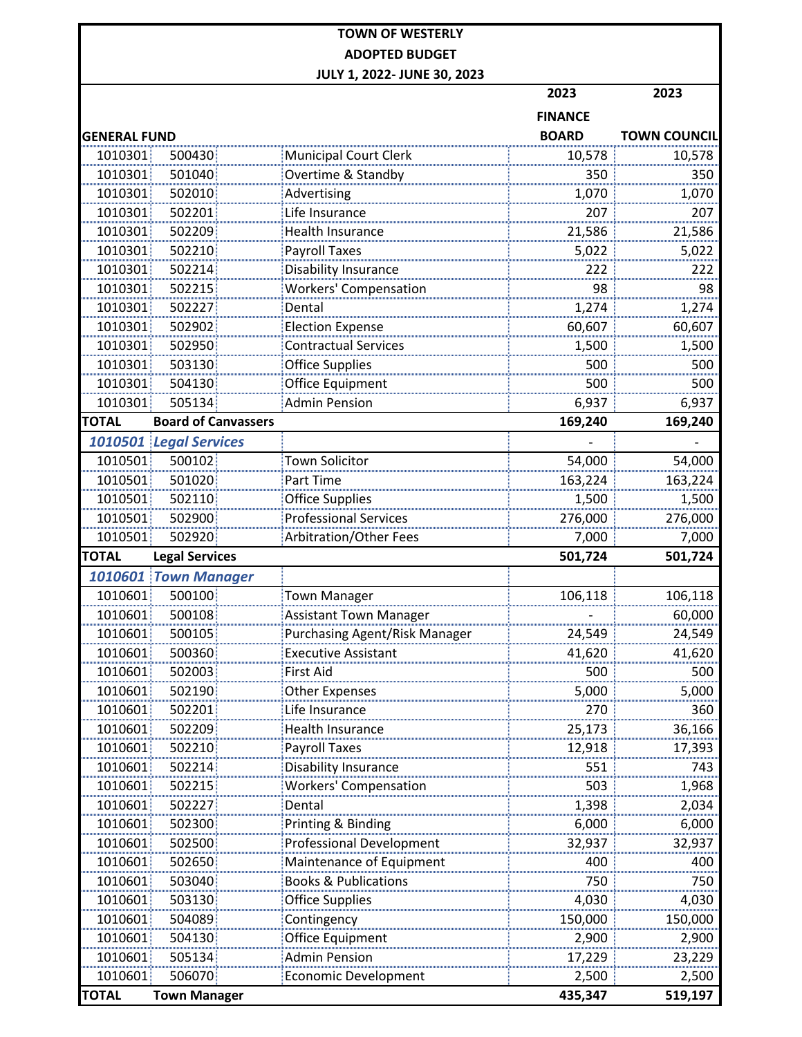# TOWN OF WESTERLY
## ADOPTED BUDGET
## JULY 1, 2022- JUNE 30, 2023

| GENERAL FUND | | | 2023 FINANCE BOARD | 2023 TOWN COUNCIL |
|---|---|---|---|---|
| 1010301 | 500430 | Municipal Court Clerk | 10,578 | 10,578 |
| 1010301 | 501040 | Overtime & Standby | 350 | 350 |
| 1010301 | 502010 | Advertising | 1,070 | 1,070 |
| 1010301 | 502201 | Life Insurance | 207 | 207 |
| 1010301 | 502209 | Health Insurance | 21,586 | 21,586 |
| 1010301 | 502210 | Payroll Taxes | 5,022 | 5,022 |
| 1010301 | 502214 | Disability Insurance | 222 | 222 |
| 1010301 | 502215 | Workers' Compensation | 98 | 98 |
| 1010301 | 502227 | Dental | 1,274 | 1,274 |
| 1010301 | 502902 | Election Expense | 60,607 | 60,607 |
| 1010301 | 502950 | Contractual Services | 1,500 | 1,500 |
| 1010301 | 503130 | Office Supplies | 500 | 500 |
| 1010301 | 504130 | Office Equipment | 500 | 500 |
| 1010301 | 505134 | Admin Pension | 6,937 | 6,937 |
| **TOTAL** | **Board of Canvassers** | | **169,240** | **169,240** |
| ***1010501*** | ***Legal Services*** | | - | - |
| 1010501 | 500102 | Town Solicitor | 54,000 | 54,000 |
| 1010501 | 501020 | Part Time | 163,224 | 163,224 |
| 1010501 | 502110 | Office Supplies | 1,500 | 1,500 |
| 1010501 | 502900 | Professional Services | 276,000 | 276,000 |
| 1010501 | 502920 | Arbitration/Other Fees | 7,000 | 7,000 |
| **TOTAL** | **Legal Services** | | **501,724** | **501,724** |
| ***1010601*** | ***Town Manager*** | | | |
| 1010601 | 500100 | Town Manager | 106,118 | 106,118 |
| 1010601 | 500108 | Assistant Town Manager | - | 60,000 |
| 1010601 | 500105 | Purchasing Agent/Risk Manager | 24,549 | 24,549 |
| 1010601 | 500360 | Executive Assistant | 41,620 | 41,620 |
| 1010601 | 502003 | First Aid | 500 | 500 |
| 1010601 | 502190 | Other Expenses | 5,000 | 5,000 |
| 1010601 | 502201 | Life Insurance | 270 | 360 |
| 1010601 | 502209 | Health Insurance | 25,173 | 36,166 |
| 1010601 | 502210 | Payroll Taxes | 12,918 | 17,393 |
| 1010601 | 502214 | Disability Insurance | 551 | 743 |
| 1010601 | 502215 | Workers' Compensation | 503 | 1,968 |
| 1010601 | 502227 | Dental | 1,398 | 2,034 |
| 1010601 | 502300 | Printing & Binding | 6,000 | 6,000 |
| 1010601 | 502500 | Professional Development | 32,937 | 32,937 |
| 1010601 | 502650 | Maintenance of Equipment | 400 | 400 |
| 1010601 | 503040 | Books & Publications | 750 | 750 |
| 1010601 | 503130 | Office Supplies | 4,030 | 4,030 |
| 1010601 | 504089 | Contingency | 150,000 | 150,000 |
| 1010601 | 504130 | Office Equipment | 2,900 | 2,900 |
| 1010601 | 505134 | Admin Pension | 17,229 | 23,229 |
| 1010601 | 506070 | Economic Development | 2,500 | 2,500 |
| **TOTAL** | **Town Manager** | | **435,347** | **519,197** |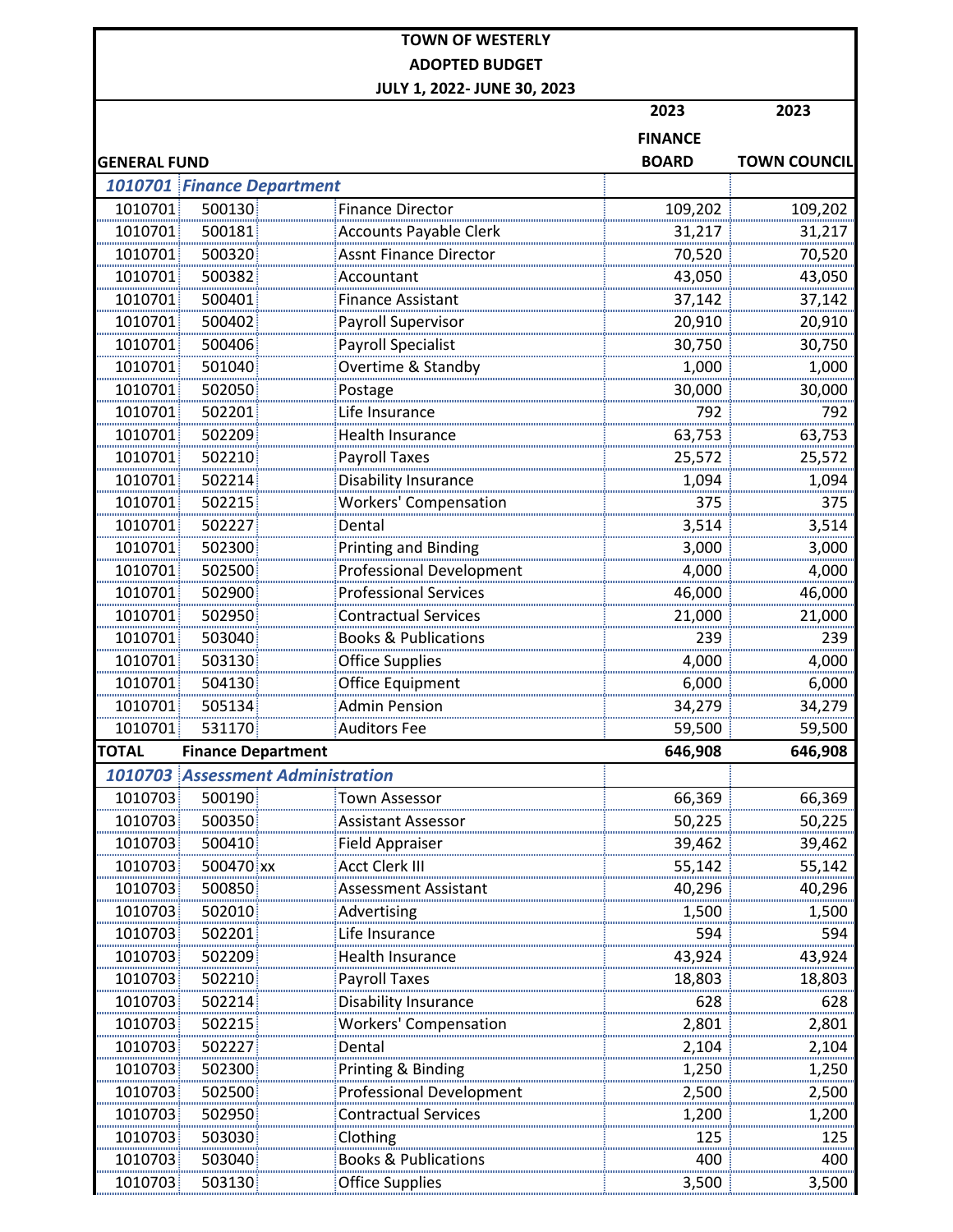**TOWN OF WESTERLY**
**ADOPTED BUDGET**
**JULY 1, 2022- JUNE 30, 2023**

| GENERAL FUND | | | | 2023 FINANCE BOARD | 2023 TOWN COUNCIL |
|---|---|---|---|---|---|
| ***1010701*** | ***Finance Department*** | | | | |
| 1010701 | 500130 | | Finance Director | 109,202 | 109,202 |
| 1010701 | 500181 | | Accounts Payable Clerk | 31,217 | 31,217 |
| 1010701 | 500320 | | Assnt Finance Director | 70,520 | 70,520 |
| 1010701 | 500382 | | Accountant | 43,050 | 43,050 |
| 1010701 | 500401 | | Finance Assistant | 37,142 | 37,142 |
| 1010701 | 500402 | | Payroll Supervisor | 20,910 | 20,910 |
| 1010701 | 500406 | | Payroll Specialist | 30,750 | 30,750 |
| 1010701 | 501040 | | Overtime & Standby | 1,000 | 1,000 |
| 1010701 | 502050 | | Postage | 30,000 | 30,000 |
| 1010701 | 502201 | | Life Insurance | 792 | 792 |
| 1010701 | 502209 | | Health Insurance | 63,753 | 63,753 |
| 1010701 | 502210 | | Payroll Taxes | 25,572 | 25,572 |
| 1010701 | 502214 | | Disability Insurance | 1,094 | 1,094 |
| 1010701 | 502215 | | Workers' Compensation | 375 | 375 |
| 1010701 | 502227 | | Dental | 3,514 | 3,514 |
| 1010701 | 502300 | | Printing and Binding | 3,000 | 3,000 |
| 1010701 | 502500 | | Professional Development | 4,000 | 4,000 |
| 1010701 | 502900 | | Professional Services | 46,000 | 46,000 |
| 1010701 | 502950 | | Contractual Services | 21,000 | 21,000 |
| 1010701 | 503040 | | Books & Publications | 239 | 239 |
| 1010701 | 503130 | | Office Supplies | 4,000 | 4,000 |
| 1010701 | 504130 | | Office Equipment | 6,000 | 6,000 |
| 1010701 | 505134 | | Admin Pension | 34,279 | 34,279 |
| 1010701 | 531170 | | Auditors Fee | 59,500 | 59,500 |
| **TOTAL** | **Finance Department** | | | **646,908** | **646,908** |
| ***1010703*** | ***Assessment Administration*** | | | | |
| 1010703 | 500190 | | Town Assessor | 66,369 | 66,369 |
| 1010703 | 500350 | | Assistant Assessor | 50,225 | 50,225 |
| 1010703 | 500410 | | Field Appraiser | 39,462 | 39,462 |
| 1010703 | 500470 | xx | Acct Clerk III | 55,142 | 55,142 |
| 1010703 | 500850 | | Assessment Assistant | 40,296 | 40,296 |
| 1010703 | 502010 | | Advertising | 1,500 | 1,500 |
| 1010703 | 502201 | | Life Insurance | 594 | 594 |
| 1010703 | 502209 | | Health Insurance | 43,924 | 43,924 |
| 1010703 | 502210 | | Payroll Taxes | 18,803 | 18,803 |
| 1010703 | 502214 | | Disability Insurance | 628 | 628 |
| 1010703 | 502215 | | Workers' Compensation | 2,801 | 2,801 |
| 1010703 | 502227 | | Dental | 2,104 | 2,104 |
| 1010703 | 502300 | | Printing & Binding | 1,250 | 1,250 |
| 1010703 | 502500 | | Professional Development | 2,500 | 2,500 |
| 1010703 | 502950 | | Contractual Services | 1,200 | 1,200 |
| 1010703 | 503030 | | Clothing | 125 | 125 |
| 1010703 | 503040 | | Books & Publications | 400 | 400 |
| 1010703 | 503130 | | Office Supplies | 3,500 | 3,500 |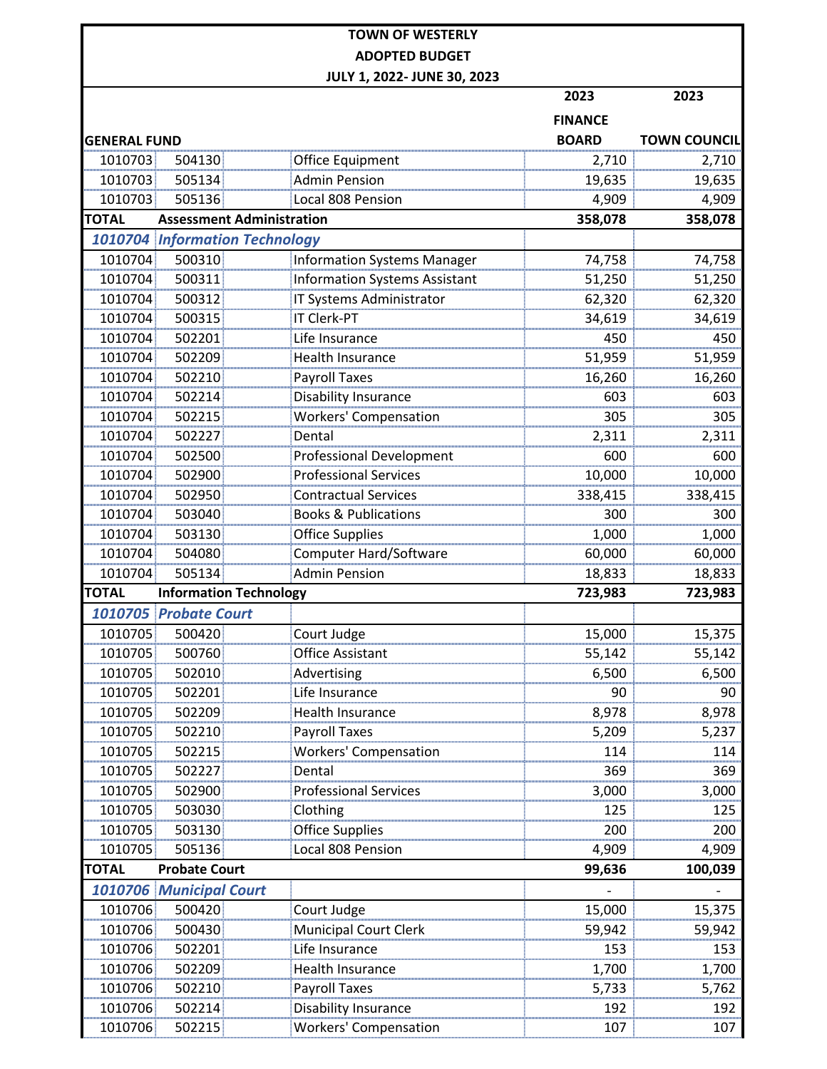**TOWN OF WESTERLY**
**ADOPTED BUDGET**
**JULY 1, 2022- JUNE 30, 2023**

| GENERAL FUND | | | 2023 FINANCE BOARD | 2023 TOWN COUNCIL |
|---|---|---|---|---|
| 1010703 | 504130 | Office Equipment | 2,710 | 2,710 |
| 1010703 | 505134 | Admin Pension | 19,635 | 19,635 |
| 1010703 | 505136 | Local 808 Pension | 4,909 | 4,909 |
| **TOTAL** | **Assessment Administration** | | **358,078** | **358,078** |
| ***1010704*** | ***Information Technology*** | | | |
| 1010704 | 500310 | Information Systems Manager | 74,758 | 74,758 |
| 1010704 | 500311 | Information Systems Assistant | 51,250 | 51,250 |
| 1010704 | 500312 | IT Systems Administrator | 62,320 | 62,320 |
| 1010704 | 500315 | IT Clerk-PT | 34,619 | 34,619 |
| 1010704 | 502201 | Life Insurance | 450 | 450 |
| 1010704 | 502209 | Health Insurance | 51,959 | 51,959 |
| 1010704 | 502210 | Payroll Taxes | 16,260 | 16,260 |
| 1010704 | 502214 | Disability Insurance | 603 | 603 |
| 1010704 | 502215 | Workers' Compensation | 305 | 305 |
| 1010704 | 502227 | Dental | 2,311 | 2,311 |
| 1010704 | 502500 | Professional Development | 600 | 600 |
| 1010704 | 502900 | Professional Services | 10,000 | 10,000 |
| 1010704 | 502950 | Contractual Services | 338,415 | 338,415 |
| 1010704 | 503040 | Books & Publications | 300 | 300 |
| 1010704 | 503130 | Office Supplies | 1,000 | 1,000 |
| 1010704 | 504080 | Computer Hard/Software | 60,000 | 60,000 |
| 1010704 | 505134 | Admin Pension | 18,833 | 18,833 |
| **TOTAL** | **Information Technology** | | **723,983** | **723,983** |
| ***1010705*** | ***Probate Court*** | | | |
| 1010705 | 500420 | Court Judge | 15,000 | 15,375 |
| 1010705 | 500760 | Office Assistant | 55,142 | 55,142 |
| 1010705 | 502010 | Advertising | 6,500 | 6,500 |
| 1010705 | 502201 | Life Insurance | 90 | 90 |
| 1010705 | 502209 | Health Insurance | 8,978 | 8,978 |
| 1010705 | 502210 | Payroll Taxes | 5,209 | 5,237 |
| 1010705 | 502215 | Workers' Compensation | 114 | 114 |
| 1010705 | 502227 | Dental | 369 | 369 |
| 1010705 | 502900 | Professional Services | 3,000 | 3,000 |
| 1010705 | 503030 | Clothing | 125 | 125 |
| 1010705 | 503130 | Office Supplies | 200 | 200 |
| 1010705 | 505136 | Local 808 Pension | 4,909 | 4,909 |
| **TOTAL** | **Probate Court** | | **99,636** | **100,039** |
| ***1010706*** | ***Municipal Court*** | | - | - |
| 1010706 | 500420 | Court Judge | 15,000 | 15,375 |
| 1010706 | 500430 | Municipal Court Clerk | 59,942 | 59,942 |
| 1010706 | 502201 | Life Insurance | 153 | 153 |
| 1010706 | 502209 | Health Insurance | 1,700 | 1,700 |
| 1010706 | 502210 | Payroll Taxes | 5,733 | 5,762 |
| 1010706 | 502214 | Disability Insurance | 192 | 192 |
| 1010706 | 502215 | Workers' Compensation | 107 | 107 |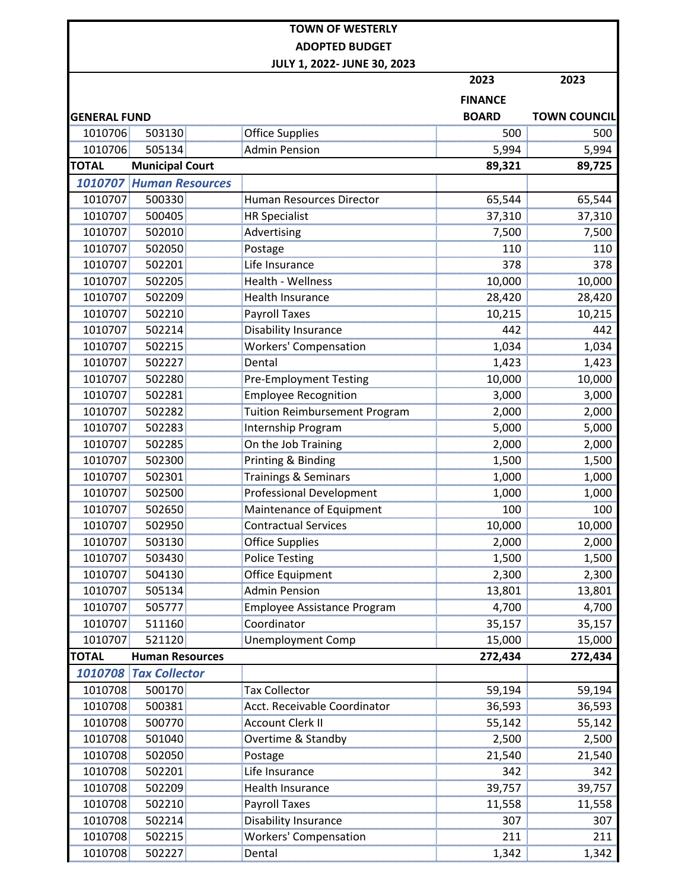**TOWN OF WESTERLY**

**ADOPTED BUDGET**

**JULY 1, 2022- JUNE 30, 2023**

| GENERAL FUND | | | 2023 FINANCE BOARD | 2023 TOWN COUNCIL |
|---|---|---|---|---|
| 1010706 | 503130 | Office Supplies | 500 | 500 |
| 1010706 | 505134 | Admin Pension | 5,994 | 5,994 |
| **TOTAL** | **Municipal Court** | | **89,321** | **89,725** |
| ***1010707*** | ***Human Resources*** | | | |
| 1010707 | 500330 | Human Resources Director | 65,544 | 65,544 |
| 1010707 | 500405 | HR Specialist | 37,310 | 37,310 |
| 1010707 | 502010 | Advertising | 7,500 | 7,500 |
| 1010707 | 502050 | Postage | 110 | 110 |
| 1010707 | 502201 | Life Insurance | 378 | 378 |
| 1010707 | 502205 | Health - Wellness | 10,000 | 10,000 |
| 1010707 | 502209 | Health Insurance | 28,420 | 28,420 |
| 1010707 | 502210 | Payroll Taxes | 10,215 | 10,215 |
| 1010707 | 502214 | Disability Insurance | 442 | 442 |
| 1010707 | 502215 | Workers' Compensation | 1,034 | 1,034 |
| 1010707 | 502227 | Dental | 1,423 | 1,423 |
| 1010707 | 502280 | Pre-Employment Testing | 10,000 | 10,000 |
| 1010707 | 502281 | Employee Recognition | 3,000 | 3,000 |
| 1010707 | 502282 | Tuition Reimbursement Program | 2,000 | 2,000 |
| 1010707 | 502283 | Internship Program | 5,000 | 5,000 |
| 1010707 | 502285 | On the Job Training | 2,000 | 2,000 |
| 1010707 | 502300 | Printing & Binding | 1,500 | 1,500 |
| 1010707 | 502301 | Trainings & Seminars | 1,000 | 1,000 |
| 1010707 | 502500 | Professional Development | 1,000 | 1,000 |
| 1010707 | 502650 | Maintenance of Equipment | 100 | 100 |
| 1010707 | 502950 | Contractual Services | 10,000 | 10,000 |
| 1010707 | 503130 | Office Supplies | 2,000 | 2,000 |
| 1010707 | 503430 | Police Testing | 1,500 | 1,500 |
| 1010707 | 504130 | Office Equipment | 2,300 | 2,300 |
| 1010707 | 505134 | Admin Pension | 13,801 | 13,801 |
| 1010707 | 505777 | Employee Assistance Program | 4,700 | 4,700 |
| 1010707 | 511160 | Coordinator | 35,157 | 35,157 |
| 1010707 | 521120 | Unemployment Comp | 15,000 | 15,000 |
| **TOTAL** | **Human Resources** | | **272,434** | **272,434** |
| ***1010708*** | ***Tax Collector*** | | | |
| 1010708 | 500170 | Tax Collector | 59,194 | 59,194 |
| 1010708 | 500381 | Acct. Receivable Coordinator | 36,593 | 36,593 |
| 1010708 | 500770 | Account Clerk II | 55,142 | 55,142 |
| 1010708 | 501040 | Overtime & Standby | 2,500 | 2,500 |
| 1010708 | 502050 | Postage | 21,540 | 21,540 |
| 1010708 | 502201 | Life Insurance | 342 | 342 |
| 1010708 | 502209 | Health Insurance | 39,757 | 39,757 |
| 1010708 | 502210 | Payroll Taxes | 11,558 | 11,558 |
| 1010708 | 502214 | Disability Insurance | 307 | 307 |
| 1010708 | 502215 | Workers' Compensation | 211 | 211 |
| 1010708 | 502227 | Dental | 1,342 | 1,342 |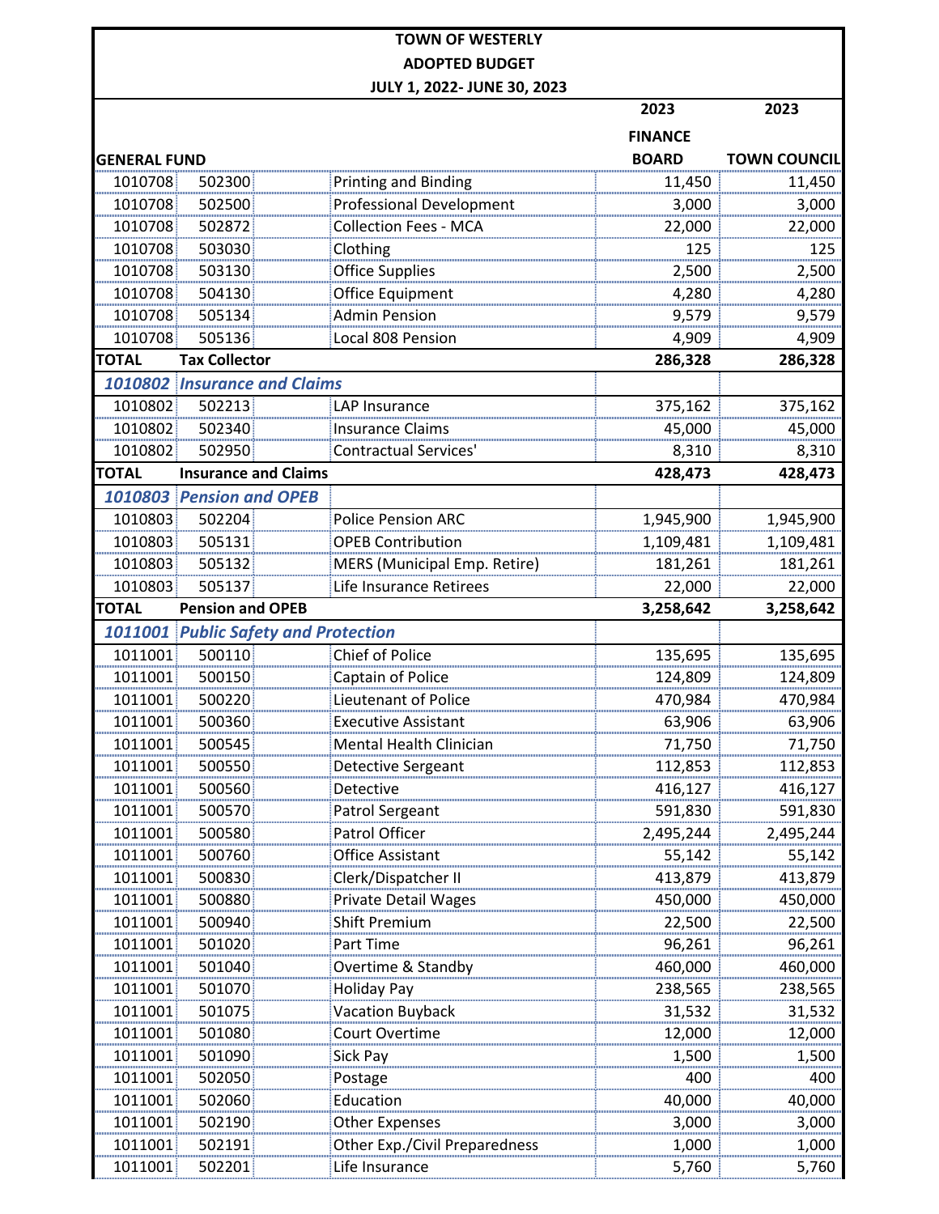# TOWN OF WESTERLY
## ADOPTED BUDGET
### JULY 1, 2022- JUNE 30, 2023

| GENERAL FUND | | | 2023 FINANCE BOARD | 2023 TOWN COUNCIL |
|---|---|---|---|---|
| 1010708 | 502300 | Printing and Binding | 11,450 | 11,450 |
| 1010708 | 502500 | Professional Development | 3,000 | 3,000 |
| 1010708 | 502872 | Collection Fees - MCA | 22,000 | 22,000 |
| 1010708 | 503030 | Clothing | 125 | 125 |
| 1010708 | 503130 | Office Supplies | 2,500 | 2,500 |
| 1010708 | 504130 | Office Equipment | 4,280 | 4,280 |
| 1010708 | 505134 | Admin Pension | 9,579 | 9,579 |
| 1010708 | 505136 | Local 808 Pension | 4,909 | 4,909 |
| **TOTAL** | **Tax Collector** | | **286,328** | **286,328** |
| ***1010802*** | ***Insurance and Claims*** | | | |
| 1010802 | 502213 | LAP Insurance | 375,162 | 375,162 |
| 1010802 | 502340 | Insurance Claims | 45,000 | 45,000 |
| 1010802 | 502950 | Contractual Services' | 8,310 | 8,310 |
| **TOTAL** | **Insurance and Claims** | | **428,473** | **428,473** |
| ***1010803*** | ***Pension and OPEB*** | | | |
| 1010803 | 502204 | Police Pension ARC | 1,945,900 | 1,945,900 |
| 1010803 | 505131 | OPEB Contribution | 1,109,481 | 1,109,481 |
| 1010803 | 505132 | MERS (Municipal Emp. Retire) | 181,261 | 181,261 |
| 1010803 | 505137 | Life Insurance Retirees | 22,000 | 22,000 |
| **TOTAL** | **Pension and OPEB** | | **3,258,642** | **3,258,642** |
| ***1011001*** | ***Public Safety and Protection*** | | | |
| 1011001 | 500110 | Chief of Police | 135,695 | 135,695 |
| 1011001 | 500150 | Captain of Police | 124,809 | 124,809 |
| 1011001 | 500220 | Lieutenant of Police | 470,984 | 470,984 |
| 1011001 | 500360 | Executive Assistant | 63,906 | 63,906 |
| 1011001 | 500545 | Mental Health Clinician | 71,750 | 71,750 |
| 1011001 | 500550 | Detective Sergeant | 112,853 | 112,853 |
| 1011001 | 500560 | Detective | 416,127 | 416,127 |
| 1011001 | 500570 | Patrol Sergeant | 591,830 | 591,830 |
| 1011001 | 500580 | Patrol Officer | 2,495,244 | 2,495,244 |
| 1011001 | 500760 | Office Assistant | 55,142 | 55,142 |
| 1011001 | 500830 | Clerk/Dispatcher II | 413,879 | 413,879 |
| 1011001 | 500880 | Private Detail Wages | 450,000 | 450,000 |
| 1011001 | 500940 | Shift Premium | 22,500 | 22,500 |
| 1011001 | 501020 | Part Time | 96,261 | 96,261 |
| 1011001 | 501040 | Overtime & Standby | 460,000 | 460,000 |
| 1011001 | 501070 | Holiday Pay | 238,565 | 238,565 |
| 1011001 | 501075 | Vacation Buyback | 31,532 | 31,532 |
| 1011001 | 501080 | Court Overtime | 12,000 | 12,000 |
| 1011001 | 501090 | Sick Pay | 1,500 | 1,500 |
| 1011001 | 502050 | Postage | 400 | 400 |
| 1011001 | 502060 | Education | 40,000 | 40,000 |
| 1011001 | 502190 | Other Expenses | 3,000 | 3,000 |
| 1011001 | 502191 | Other Exp./Civil Preparedness | 1,000 | 1,000 |
| 1011001 | 502201 | Life Insurance | 5,760 | 5,760 |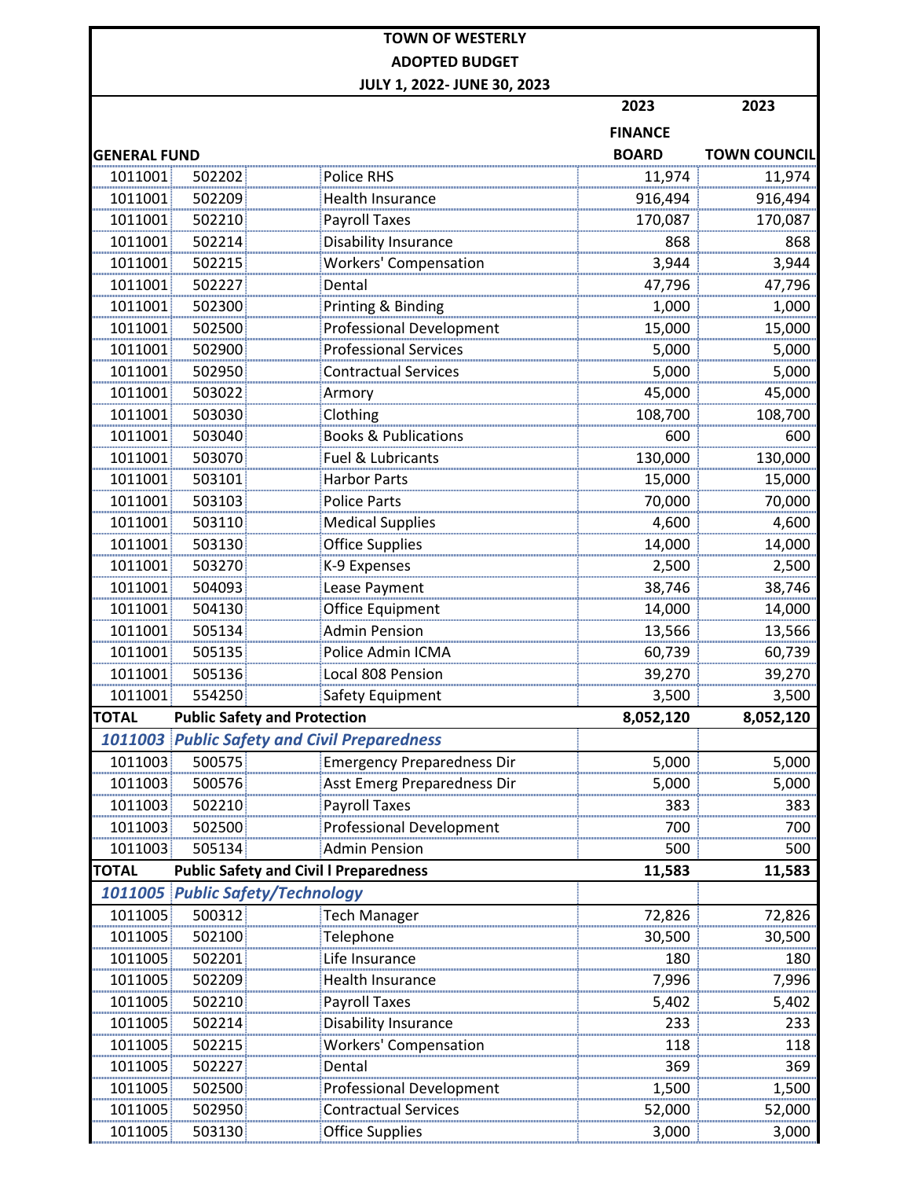**TOWN OF WESTERLY**
**ADOPTED BUDGET**
**JULY 1, 2022- JUNE 30, 2023**

| GENERAL FUND | | | 2023 FINANCE BOARD | 2023 TOWN COUNCIL |
|---|---|---|---|---|
| 1011001 | 502202 | Police RHS | 11,974 | 11,974 |
| 1011001 | 502209 | Health Insurance | 916,494 | 916,494 |
| 1011001 | 502210 | Payroll Taxes | 170,087 | 170,087 |
| 1011001 | 502214 | Disability Insurance | 868 | 868 |
| 1011001 | 502215 | Workers' Compensation | 3,944 | 3,944 |
| 1011001 | 502227 | Dental | 47,796 | 47,796 |
| 1011001 | 502300 | Printing & Binding | 1,000 | 1,000 |
| 1011001 | 502500 | Professional Development | 15,000 | 15,000 |
| 1011001 | 502900 | Professional Services | 5,000 | 5,000 |
| 1011001 | 502950 | Contractual Services | 5,000 | 5,000 |
| 1011001 | 503022 | Armory | 45,000 | 45,000 |
| 1011001 | 503030 | Clothing | 108,700 | 108,700 |
| 1011001 | 503040 | Books & Publications | 600 | 600 |
| 1011001 | 503070 | Fuel & Lubricants | 130,000 | 130,000 |
| 1011001 | 503101 | Harbor Parts | 15,000 | 15,000 |
| 1011001 | 503103 | Police Parts | 70,000 | 70,000 |
| 1011001 | 503110 | Medical Supplies | 4,600 | 4,600 |
| 1011001 | 503130 | Office Supplies | 14,000 | 14,000 |
| 1011001 | 503270 | K-9 Expenses | 2,500 | 2,500 |
| 1011001 | 504093 | Lease Payment | 38,746 | 38,746 |
| 1011001 | 504130 | Office Equipment | 14,000 | 14,000 |
| 1011001 | 505134 | Admin Pension | 13,566 | 13,566 |
| 1011001 | 505135 | Police Admin ICMA | 60,739 | 60,739 |
| 1011001 | 505136 | Local 808 Pension | 39,270 | 39,270 |
| 1011001 | 554250 | Safety Equipment | 3,500 | 3,500 |
| **TOTAL** | **Public Safety and Protection** | | **8,052,120** | **8,052,120** |
| ***1011003*** | ***Public Safety and Civil Preparedness*** | | | |
| 1011003 | 500575 | Emergency Preparedness Dir | 5,000 | 5,000 |
| 1011003 | 500576 | Asst Emerg Preparedness Dir | 5,000 | 5,000 |
| 1011003 | 502210 | Payroll Taxes | 383 | 383 |
| 1011003 | 502500 | Professional Development | 700 | 700 |
| 1011003 | 505134 | Admin Pension | 500 | 500 |
| **TOTAL** | **Public Safety and Civil l Preparedness** | | **11,583** | **11,583** |
| ***1011005*** | ***Public Safety/Technology*** | | | |
| 1011005 | 500312 | Tech Manager | 72,826 | 72,826 |
| 1011005 | 502100 | Telephone | 30,500 | 30,500 |
| 1011005 | 502201 | Life Insurance | 180 | 180 |
| 1011005 | 502209 | Health Insurance | 7,996 | 7,996 |
| 1011005 | 502210 | Payroll Taxes | 5,402 | 5,402 |
| 1011005 | 502214 | Disability Insurance | 233 | 233 |
| 1011005 | 502215 | Workers' Compensation | 118 | 118 |
| 1011005 | 502227 | Dental | 369 | 369 |
| 1011005 | 502500 | Professional Development | 1,500 | 1,500 |
| 1011005 | 502950 | Contractual Services | 52,000 | 52,000 |
| 1011005 | 503130 | Office Supplies | 3,000 | 3,000 |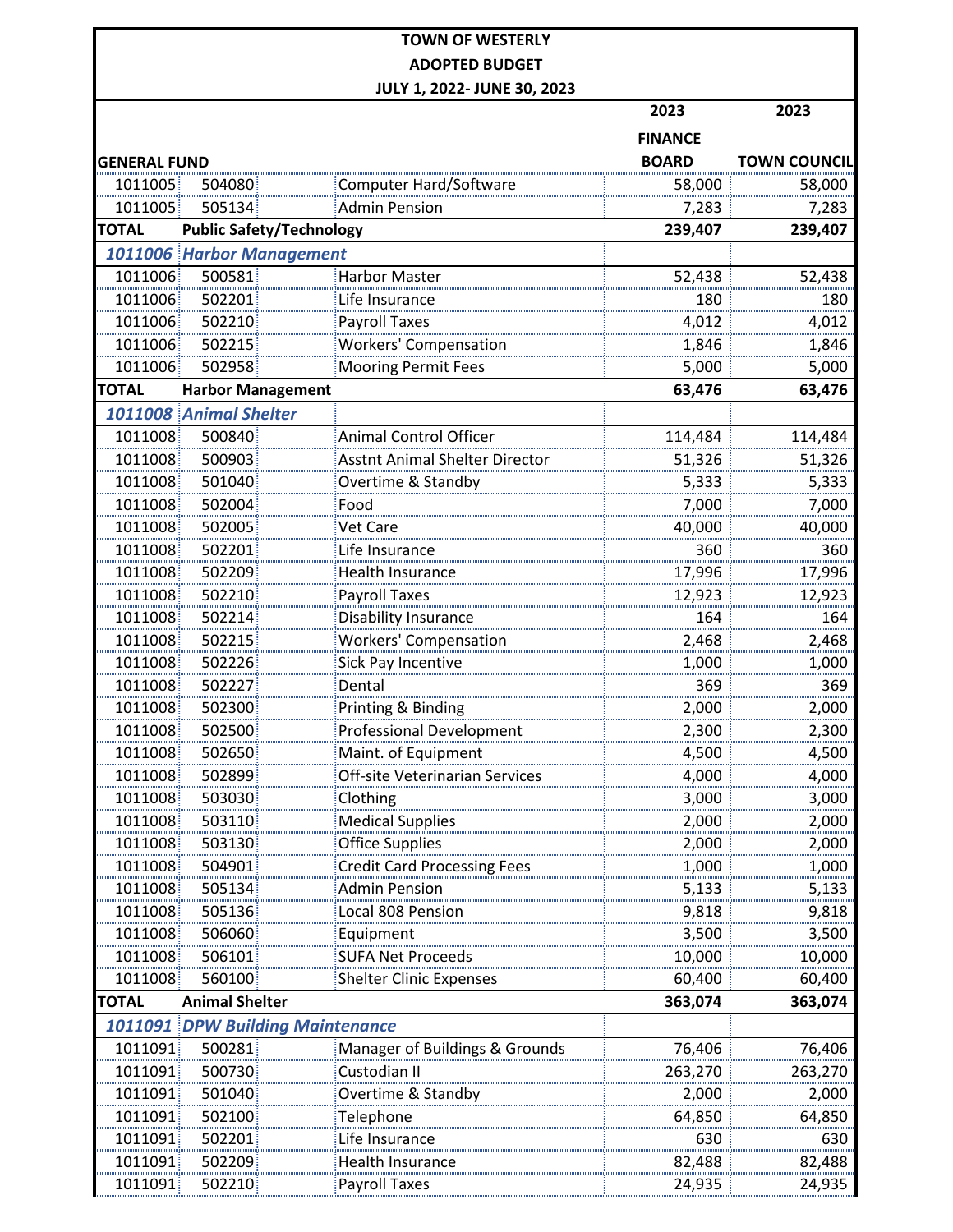**TOWN OF WESTERLY**

**ADOPTED BUDGET**

**JULY 1, 2022- JUNE 30, 2023**

| GENERAL FUND | | | 2023 FINANCE BOARD | 2023 TOWN COUNCIL |
|---|---|---|---|---|
| 1011005 | 504080 | Computer Hard/Software | 58,000 | 58,000 |
| 1011005 | 505134 | Admin Pension | 7,283 | 7,283 |
| **TOTAL** | **Public Safety/Technology** | | **239,407** | **239,407** |
| ***1011006*** | ***Harbor Management*** | | | |
| 1011006 | 500581 | Harbor Master | 52,438 | 52,438 |
| 1011006 | 502201 | Life Insurance | 180 | 180 |
| 1011006 | 502210 | Payroll Taxes | 4,012 | 4,012 |
| 1011006 | 502215 | Workers' Compensation | 1,846 | 1,846 |
| 1011006 | 502958 | Mooring Permit Fees | 5,000 | 5,000 |
| **TOTAL** | **Harbor Management** | | **63,476** | **63,476** |
| ***1011008*** | ***Animal Shelter*** | | | |
| 1011008 | 500840 | Animal Control Officer | 114,484 | 114,484 |
| 1011008 | 500903 | Asstnt Animal Shelter Director | 51,326 | 51,326 |
| 1011008 | 501040 | Overtime & Standby | 5,333 | 5,333 |
| 1011008 | 502004 | Food | 7,000 | 7,000 |
| 1011008 | 502005 | Vet Care | 40,000 | 40,000 |
| 1011008 | 502201 | Life Insurance | 360 | 360 |
| 1011008 | 502209 | Health Insurance | 17,996 | 17,996 |
| 1011008 | 502210 | Payroll Taxes | 12,923 | 12,923 |
| 1011008 | 502214 | Disability Insurance | 164 | 164 |
| 1011008 | 502215 | Workers' Compensation | 2,468 | 2,468 |
| 1011008 | 502226 | Sick Pay Incentive | 1,000 | 1,000 |
| 1011008 | 502227 | Dental | 369 | 369 |
| 1011008 | 502300 | Printing & Binding | 2,000 | 2,000 |
| 1011008 | 502500 | Professional Development | 2,300 | 2,300 |
| 1011008 | 502650 | Maint. of Equipment | 4,500 | 4,500 |
| 1011008 | 502899 | Off-site Veterinarian Services | 4,000 | 4,000 |
| 1011008 | 503030 | Clothing | 3,000 | 3,000 |
| 1011008 | 503110 | Medical Supplies | 2,000 | 2,000 |
| 1011008 | 503130 | Office Supplies | 2,000 | 2,000 |
| 1011008 | 504901 | Credit Card Processing Fees | 1,000 | 1,000 |
| 1011008 | 505134 | Admin Pension | 5,133 | 5,133 |
| 1011008 | 505136 | Local 808 Pension | 9,818 | 9,818 |
| 1011008 | 506060 | Equipment | 3,500 | 3,500 |
| 1011008 | 506101 | SUFA Net Proceeds | 10,000 | 10,000 |
| 1011008 | 560100 | Shelter Clinic Expenses | 60,400 | 60,400 |
| **TOTAL** | **Animal Shelter** | | **363,074** | **363,074** |
| ***1011091*** | ***DPW Building Maintenance*** | | | |
| 1011091 | 500281 | Manager of Buildings & Grounds | 76,406 | 76,406 |
| 1011091 | 500730 | Custodian II | 263,270 | 263,270 |
| 1011091 | 501040 | Overtime & Standby | 2,000 | 2,000 |
| 1011091 | 502100 | Telephone | 64,850 | 64,850 |
| 1011091 | 502201 | Life Insurance | 630 | 630 |
| 1011091 | 502209 | Health Insurance | 82,488 | 82,488 |
| 1011091 | 502210 | Payroll Taxes | 24,935 | 24,935 |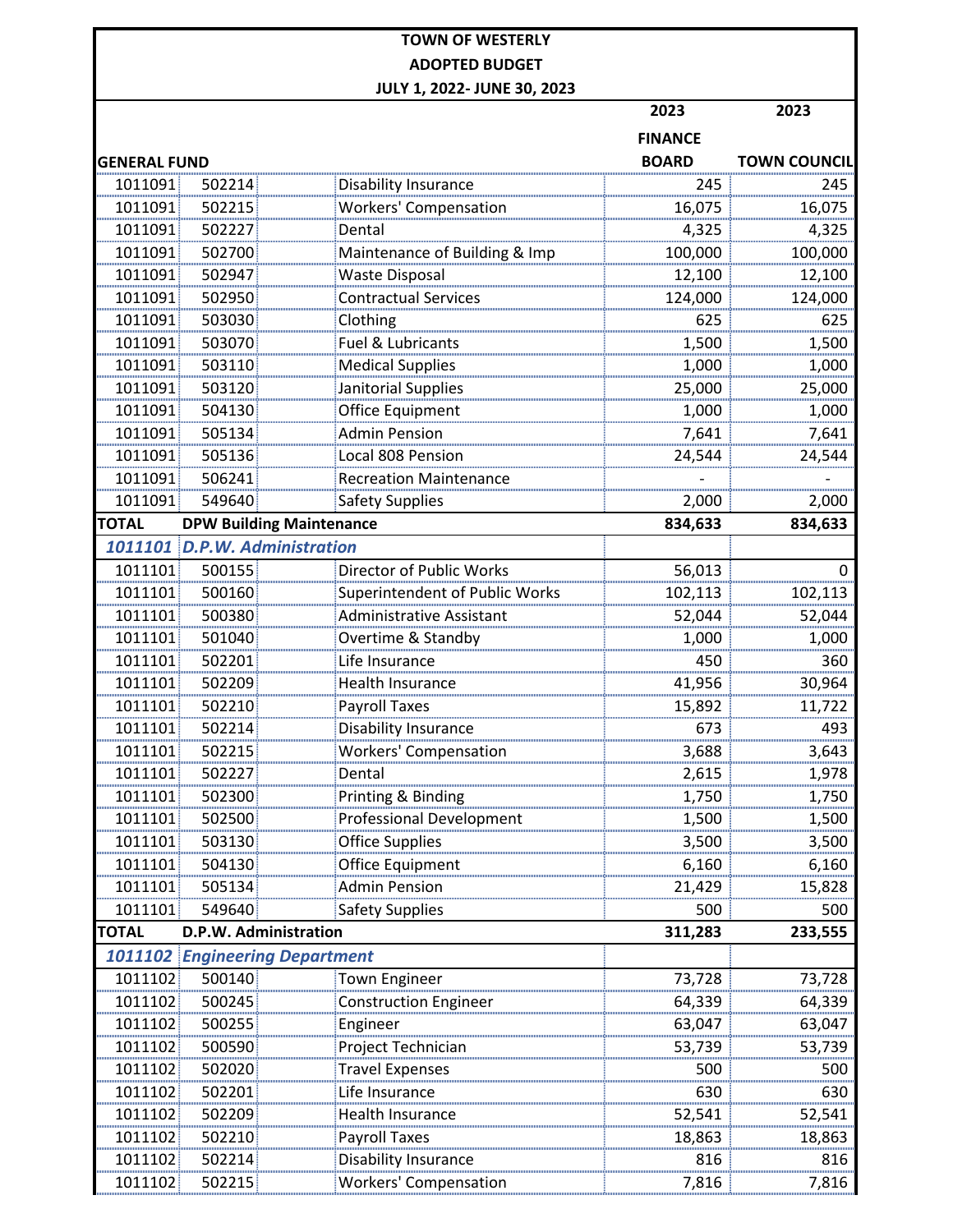**TOWN OF WESTERLY**

**ADOPTED BUDGET**

**JULY 1, 2022- JUNE 30, 2023**

| GENERAL FUND | | | 2023 FINANCE BOARD | 2023 TOWN COUNCIL |
|---|---|---|---|---|
| 1011091 | 502214 | Disability Insurance | 245 | 245 |
| 1011091 | 502215 | Workers' Compensation | 16,075 | 16,075 |
| 1011091 | 502227 | Dental | 4,325 | 4,325 |
| 1011091 | 502700 | Maintenance of Building & Imp | 100,000 | 100,000 |
| 1011091 | 502947 | Waste Disposal | 12,100 | 12,100 |
| 1011091 | 502950 | Contractual Services | 124,000 | 124,000 |
| 1011091 | 503030 | Clothing | 625 | 625 |
| 1011091 | 503070 | Fuel & Lubricants | 1,500 | 1,500 |
| 1011091 | 503110 | Medical Supplies | 1,000 | 1,000 |
| 1011091 | 503120 | Janitorial Supplies | 25,000 | 25,000 |
| 1011091 | 504130 | Office Equipment | 1,000 | 1,000 |
| 1011091 | 505134 | Admin Pension | 7,641 | 7,641 |
| 1011091 | 505136 | Local 808 Pension | 24,544 | 24,544 |
| 1011091 | 506241 | Recreation Maintenance | - | - |
| 1011091 | 549640 | Safety Supplies | 2,000 | 2,000 |
| **TOTAL** | **DPW Building Maintenance** | | **834,633** | **834,633** |
| ***1011101*** | ***D.P.W. Administration*** | | | |
| 1011101 | 500155 | Director of Public Works | 56,013 | 0 |
| 1011101 | 500160 | Superintendent of Public Works | 102,113 | 102,113 |
| 1011101 | 500380 | Administrative Assistant | 52,044 | 52,044 |
| 1011101 | 501040 | Overtime & Standby | 1,000 | 1,000 |
| 1011101 | 502201 | Life Insurance | 450 | 360 |
| 1011101 | 502209 | Health Insurance | 41,956 | 30,964 |
| 1011101 | 502210 | Payroll Taxes | 15,892 | 11,722 |
| 1011101 | 502214 | Disability Insurance | 673 | 493 |
| 1011101 | 502215 | Workers' Compensation | 3,688 | 3,643 |
| 1011101 | 502227 | Dental | 2,615 | 1,978 |
| 1011101 | 502300 | Printing & Binding | 1,750 | 1,750 |
| 1011101 | 502500 | Professional Development | 1,500 | 1,500 |
| 1011101 | 503130 | Office Supplies | 3,500 | 3,500 |
| 1011101 | 504130 | Office Equipment | 6,160 | 6,160 |
| 1011101 | 505134 | Admin Pension | 21,429 | 15,828 |
| 1011101 | 549640 | Safety Supplies | 500 | 500 |
| **TOTAL** | **D.P.W. Administration** | | **311,283** | **233,555** |
| ***1011102*** | ***Engineering Department*** | | | |
| 1011102 | 500140 | Town Engineer | 73,728 | 73,728 |
| 1011102 | 500245 | Construction Engineer | 64,339 | 64,339 |
| 1011102 | 500255 | Engineer | 63,047 | 63,047 |
| 1011102 | 500590 | Project Technician | 53,739 | 53,739 |
| 1011102 | 502020 | Travel Expenses | 500 | 500 |
| 1011102 | 502201 | Life Insurance | 630 | 630 |
| 1011102 | 502209 | Health Insurance | 52,541 | 52,541 |
| 1011102 | 502210 | Payroll Taxes | 18,863 | 18,863 |
| 1011102 | 502214 | Disability Insurance | 816 | 816 |
| 1011102 | 502215 | Workers' Compensation | 7,816 | 7,816 |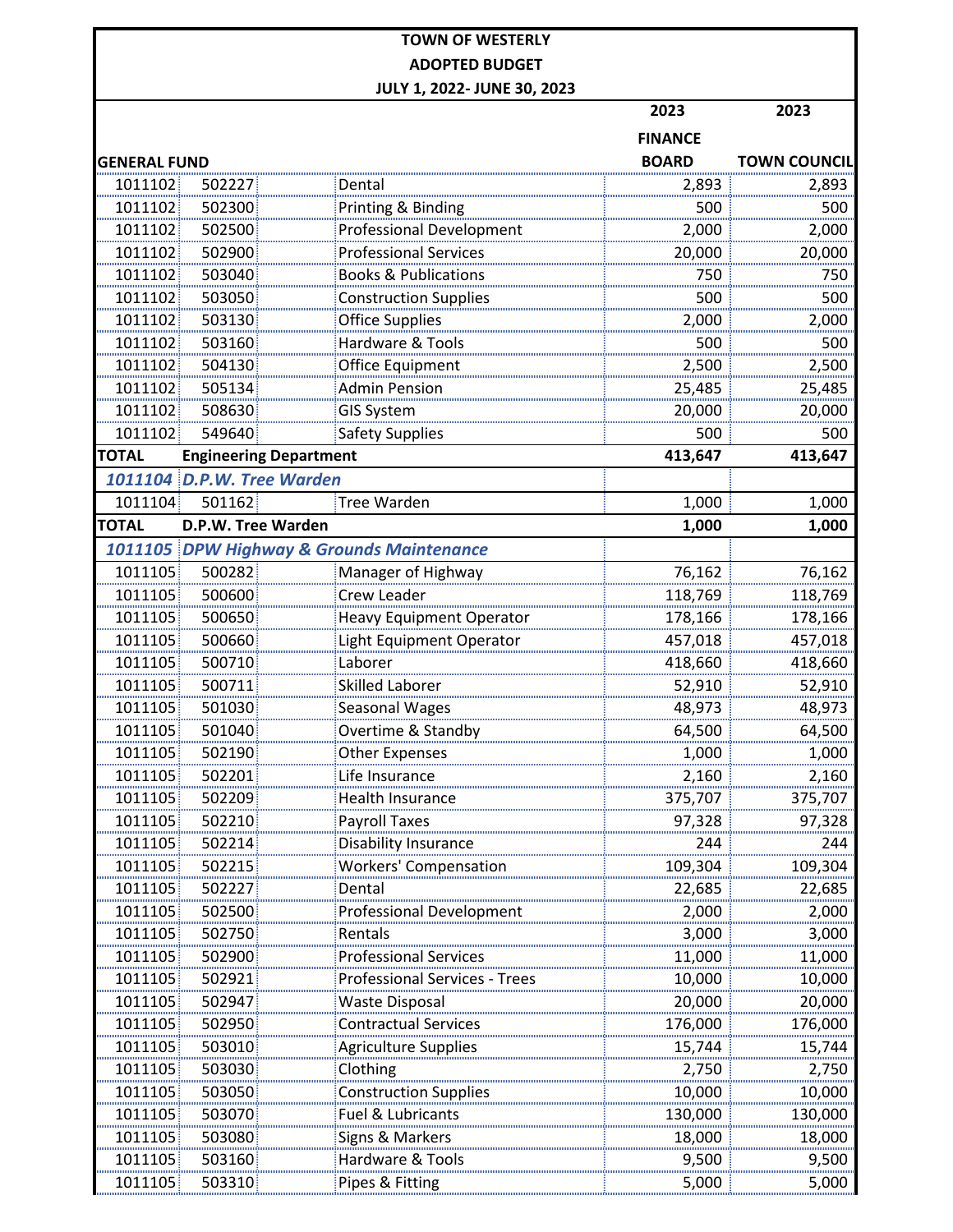**TOWN OF WESTERLY**

**ADOPTED BUDGET**

**JULY 1, 2022- JUNE 30, 2023**

| GENERAL FUND | | | 2023 FINANCE BOARD | 2023 TOWN COUNCIL |
|---|---|---|---|---|
| 1011102 | 502227 | Dental | 2,893 | 2,893 |
| 1011102 | 502300 | Printing & Binding | 500 | 500 |
| 1011102 | 502500 | Professional Development | 2,000 | 2,000 |
| 1011102 | 502900 | Professional Services | 20,000 | 20,000 |
| 1011102 | 503040 | Books & Publications | 750 | 750 |
| 1011102 | 503050 | Construction Supplies | 500 | 500 |
| 1011102 | 503130 | Office Supplies | 2,000 | 2,000 |
| 1011102 | 503160 | Hardware & Tools | 500 | 500 |
| 1011102 | 504130 | Office Equipment | 2,500 | 2,500 |
| 1011102 | 505134 | Admin Pension | 25,485 | 25,485 |
| 1011102 | 508630 | GIS System | 20,000 | 20,000 |
| 1011102 | 549640 | Safety Supplies | 500 | 500 |
| **TOTAL** | **Engineering Department** | | **413,647** | **413,647** |
| ***1011104*** | ***D.P.W. Tree Warden*** | | | |
| 1011104 | 501162 | Tree Warden | 1,000 | 1,000 |
| **TOTAL** | **D.P.W. Tree Warden** | | **1,000** | **1,000** |
| ***1011105*** | ***DPW Highway & Grounds Maintenance*** | | | |
| 1011105 | 500282 | Manager of Highway | 76,162 | 76,162 |
| 1011105 | 500600 | Crew Leader | 118,769 | 118,769 |
| 1011105 | 500650 | Heavy Equipment Operator | 178,166 | 178,166 |
| 1011105 | 500660 | Light Equipment Operator | 457,018 | 457,018 |
| 1011105 | 500710 | Laborer | 418,660 | 418,660 |
| 1011105 | 500711 | Skilled Laborer | 52,910 | 52,910 |
| 1011105 | 501030 | Seasonal Wages | 48,973 | 48,973 |
| 1011105 | 501040 | Overtime & Standby | 64,500 | 64,500 |
| 1011105 | 502190 | Other Expenses | 1,000 | 1,000 |
| 1011105 | 502201 | Life Insurance | 2,160 | 2,160 |
| 1011105 | 502209 | Health Insurance | 375,707 | 375,707 |
| 1011105 | 502210 | Payroll Taxes | 97,328 | 97,328 |
| 1011105 | 502214 | Disability Insurance | 244 | 244 |
| 1011105 | 502215 | Workers' Compensation | 109,304 | 109,304 |
| 1011105 | 502227 | Dental | 22,685 | 22,685 |
| 1011105 | 502500 | Professional Development | 2,000 | 2,000 |
| 1011105 | 502750 | Rentals | 3,000 | 3,000 |
| 1011105 | 502900 | Professional Services | 11,000 | 11,000 |
| 1011105 | 502921 | Professional Services - Trees | 10,000 | 10,000 |
| 1011105 | 502947 | Waste Disposal | 20,000 | 20,000 |
| 1011105 | 502950 | Contractual Services | 176,000 | 176,000 |
| 1011105 | 503010 | Agriculture Supplies | 15,744 | 15,744 |
| 1011105 | 503030 | Clothing | 2,750 | 2,750 |
| 1011105 | 503050 | Construction Supplies | 10,000 | 10,000 |
| 1011105 | 503070 | Fuel & Lubricants | 130,000 | 130,000 |
| 1011105 | 503080 | Signs & Markers | 18,000 | 18,000 |
| 1011105 | 503160 | Hardware & Tools | 9,500 | 9,500 |
| 1011105 | 503310 | Pipes & Fitting | 5,000 | 5,000 |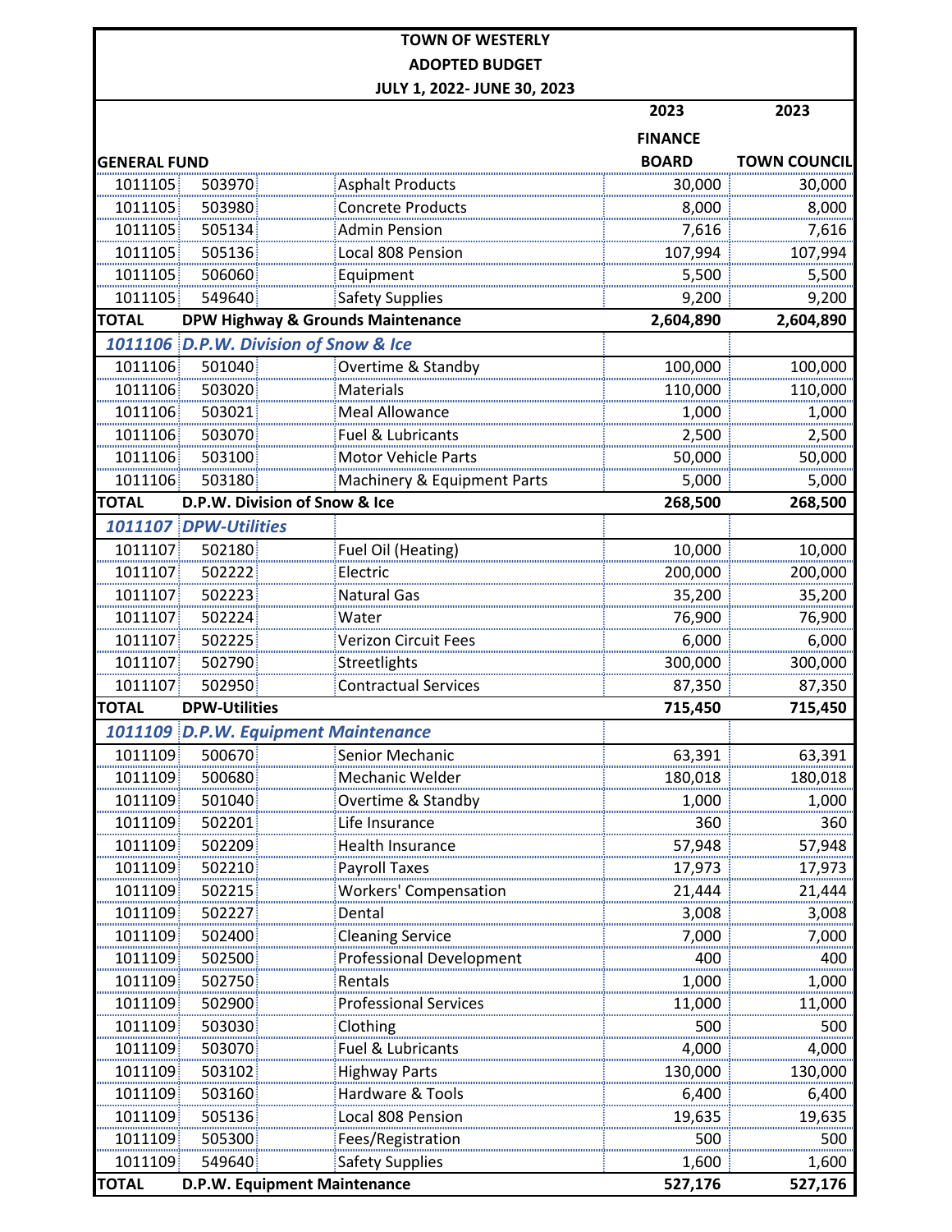**TOWN OF WESTERLY**
**ADOPTED BUDGET**
**JULY 1, 2022- JUNE 30, 2023**

| GENERAL FUND | | | 2023 FINANCE BOARD | 2023 TOWN COUNCIL |
|---|---|---|---|---|
| 1011105 | 503970 | Asphalt Products | 30,000 | 30,000 |
| 1011105 | 503980 | Concrete Products | 8,000 | 8,000 |
| 1011105 | 505134 | Admin Pension | 7,616 | 7,616 |
| 1011105 | 505136 | Local 808 Pension | 107,994 | 107,994 |
| 1011105 | 506060 | Equipment | 5,500 | 5,500 |
| 1011105 | 549640 | Safety Supplies | 9,200 | 9,200 |
| **TOTAL** | **DPW Highway & Grounds Maintenance** | | **2,604,890** | **2,604,890** |
| ***1011106*** | ***D.P.W. Division of Snow & Ice*** | | | |
| 1011106 | 501040 | Overtime & Standby | 100,000 | 100,000 |
| 1011106 | 503020 | Materials | 110,000 | 110,000 |
| 1011106 | 503021 | Meal Allowance | 1,000 | 1,000 |
| 1011106 | 503070 | Fuel & Lubricants | 2,500 | 2,500 |
| 1011106 | 503100 | Motor Vehicle Parts | 50,000 | 50,000 |
| 1011106 | 503180 | Machinery & Equipment Parts | 5,000 | 5,000 |
| **TOTAL** | **D.P.W. Division of Snow & Ice** | | **268,500** | **268,500** |
| ***1011107*** | ***DPW-Utilities*** | | | |
| 1011107 | 502180 | Fuel Oil (Heating) | 10,000 | 10,000 |
| 1011107 | 502222 | Electric | 200,000 | 200,000 |
| 1011107 | 502223 | Natural Gas | 35,200 | 35,200 |
| 1011107 | 502224 | Water | 76,900 | 76,900 |
| 1011107 | 502225 | Verizon Circuit Fees | 6,000 | 6,000 |
| 1011107 | 502790 | Streetlights | 300,000 | 300,000 |
| 1011107 | 502950 | Contractual Services | 87,350 | 87,350 |
| **TOTAL** | **DPW-Utilities** | | **715,450** | **715,450** |
| ***1011109*** | ***D.P.W. Equipment Maintenance*** | | | |
| 1011109 | 500670 | Senior Mechanic | 63,391 | 63,391 |
| 1011109 | 500680 | Mechanic Welder | 180,018 | 180,018 |
| 1011109 | 501040 | Overtime & Standby | 1,000 | 1,000 |
| 1011109 | 502201 | Life Insurance | 360 | 360 |
| 1011109 | 502209 | Health Insurance | 57,948 | 57,948 |
| 1011109 | 502210 | Payroll Taxes | 17,973 | 17,973 |
| 1011109 | 502215 | Workers' Compensation | 21,444 | 21,444 |
| 1011109 | 502227 | Dental | 3,008 | 3,008 |
| 1011109 | 502400 | Cleaning Service | 7,000 | 7,000 |
| 1011109 | 502500 | Professional Development | 400 | 400 |
| 1011109 | 502750 | Rentals | 1,000 | 1,000 |
| 1011109 | 502900 | Professional Services | 11,000 | 11,000 |
| 1011109 | 503030 | Clothing | 500 | 500 |
| 1011109 | 503070 | Fuel & Lubricants | 4,000 | 4,000 |
| 1011109 | 503102 | Highway Parts | 130,000 | 130,000 |
| 1011109 | 503160 | Hardware & Tools | 6,400 | 6,400 |
| 1011109 | 505136 | Local 808 Pension | 19,635 | 19,635 |
| 1011109 | 505300 | Fees/Registration | 500 | 500 |
| 1011109 | 549640 | Safety Supplies | 1,600 | 1,600 |
| **TOTAL** | **D.P.W. Equipment Maintenance** | | **527,176** | **527,176** |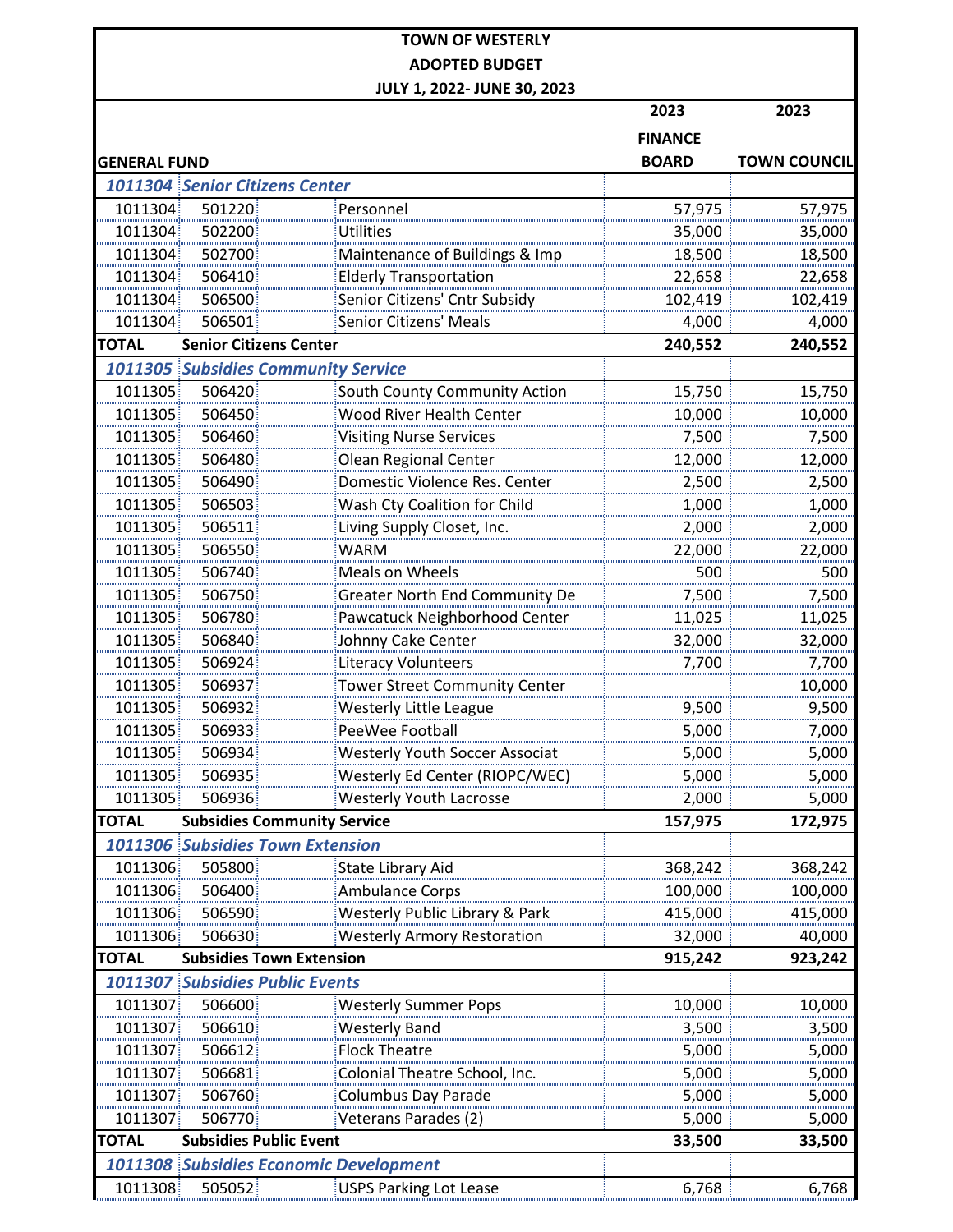**TOWN OF WESTERLY**
**ADOPTED BUDGET**
**JULY 1, 2022- JULY 30, 2023**

| GENERAL FUND | | | 2023 FINANCE BOARD | 2023 TOWN COUNCIL |
|---|---|---|---|---|
| ***1011304*** | ***Senior Citizens Center*** | | | |
| 1011304 | 501220 | Personnel | 57,975 | 57,975 |
| 1011304 | 502200 | Utilities | 35,000 | 35,000 |
| 1011304 | 502700 | Maintenance of Buildings & Imp | 18,500 | 18,500 |
| 1011304 | 506410 | Elderly Transportation | 22,658 | 22,658 |
| 1011304 | 506500 | Senior Citizens' Cntr Subsidy | 102,419 | 102,419 |
| 1011304 | 506501 | Senior Citizens' Meals | 4,000 | 4,000 |
| **TOTAL** | **Senior Citizens Center** | | **240,552** | **240,552** |
| ***1011305*** | ***Subsidies Community Service*** | | | |
| 1011305 | 506420 | South County Community Action | 15,750 | 15,750 |
| 1011305 | 506450 | Wood River Health Center | 10,000 | 10,000 |
| 1011305 | 506460 | Visiting Nurse Services | 7,500 | 7,500 |
| 1011305 | 506480 | Olean Regional Center | 12,000 | 12,000 |
| 1011305 | 506490 | Domestic Violence Res. Center | 2,500 | 2,500 |
| 1011305 | 506503 | Wash Cty Coalition for Child | 1,000 | 1,000 |
| 1011305 | 506511 | Living Supply Closet, Inc. | 2,000 | 2,000 |
| 1011305 | 506550 | WARM | 22,000 | 22,000 |
| 1011305 | 506740 | Meals on Wheels | 500 | 500 |
| 1011305 | 506750 | Greater North End Community De | 7,500 | 7,500 |
| 1011305 | 506780 | Pawcatuck Neighborhood Center | 11,025 | 11,025 |
| 1011305 | 506840 | Johnny Cake Center | 32,000 | 32,000 |
| 1011305 | 506924 | Literacy Volunteers | 7,700 | 7,700 |
| 1011305 | 506937 | Tower Street Community Center | | 10,000 |
| 1011305 | 506932 | Westerly Little League | 9,500 | 9,500 |
| 1011305 | 506933 | PeeWee Football | 5,000 | 7,000 |
| 1011305 | 506934 | Westerly Youth Soccer Associat | 5,000 | 5,000 |
| 1011305 | 506935 | Westerly Ed Center (RIOPC/WEC) | 5,000 | 5,000 |
| 1011305 | 506936 | Westerly Youth Lacrosse | 2,000 | 5,000 |
| **TOTAL** | **Subsidies Community Service** | | **157,975** | **172,975** |
| ***1011306*** | ***Subsidies Town Extension*** | | | |
| 1011306 | 505800 | State Library Aid | 368,242 | 368,242 |
| 1011306 | 506400 | Ambulance Corps | 100,000 | 100,000 |
| 1011306 | 506590 | Westerly Public Library & Park | 415,000 | 415,000 |
| 1011306 | 506630 | Westerly Armory Restoration | 32,000 | 40,000 |
| **TOTAL** | **Subsidies Town Extension** | | **915,242** | **923,242** |
| ***1011307*** | ***Subsidies Public Events*** | | | |
| 1011307 | 506600 | Westerly Summer Pops | 10,000 | 10,000 |
| 1011307 | 506610 | Westerly Band | 3,500 | 3,500 |
| 1011307 | 506612 | Flock Theatre | 5,000 | 5,000 |
| 1011307 | 506681 | Colonial Theatre School, Inc. | 5,000 | 5,000 |
| 1011307 | 506760 | Columbus Day Parade | 5,000 | 5,000 |
| 1011307 | 506770 | Veterans Parades (2) | 5,000 | 5,000 |
| **TOTAL** | **Subsidies Public Event** | | **33,500** | **33,500** |
| ***1011308*** | ***Subsidies Economic Development*** | | | |
| 1011308 | 505052 | USPS Parking Lot Lease | 6,768 | 6,768 |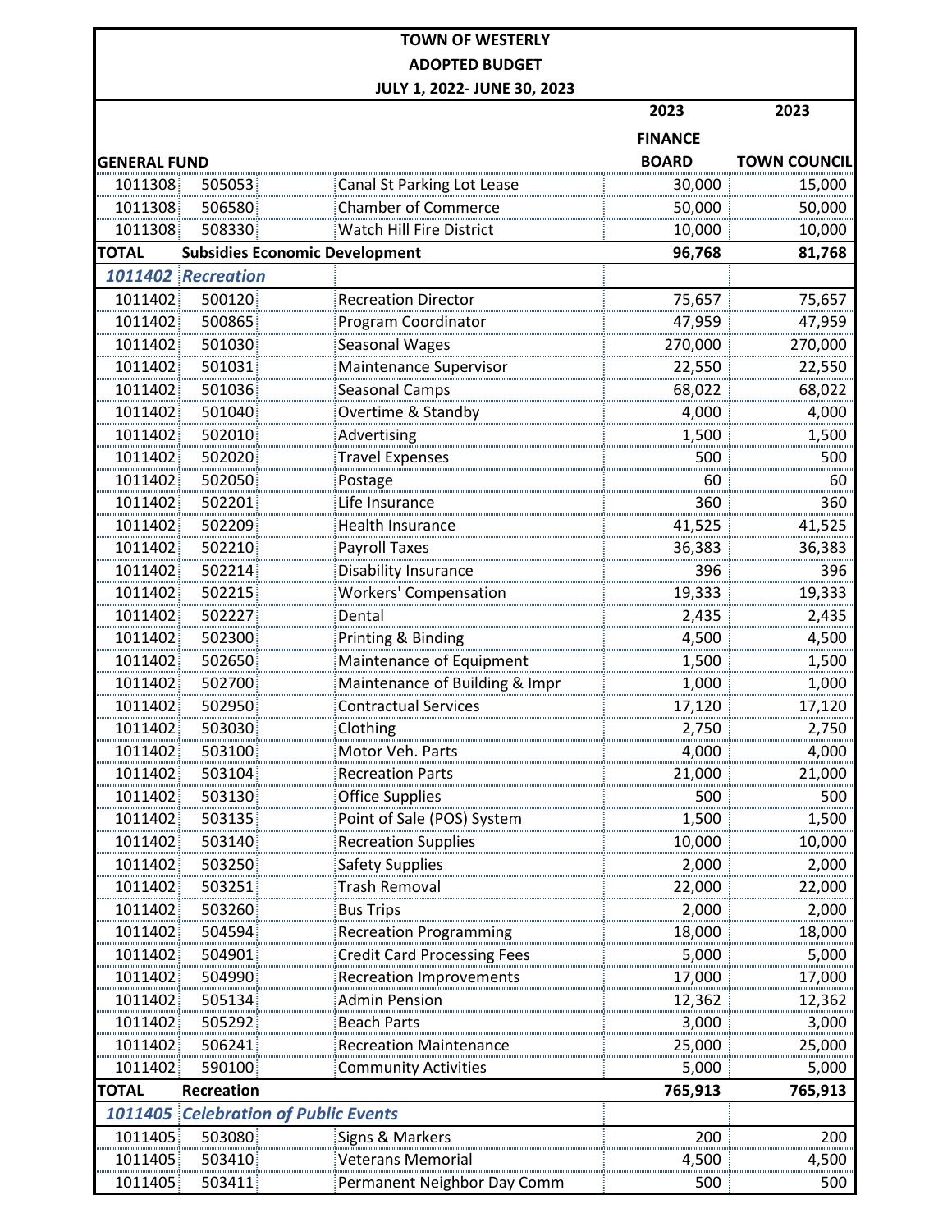**TOWN OF WESTERLY**

**ADOPTED BUDGET**

**JULY 1, 2022- JUNE 30, 2023**

| GENERAL FUND | | | 2023 FINANCE BOARD | 2023 TOWN COUNCIL |
|---|---|---|---|---|
| 1011308 | 505053 | Canal St Parking Lot Lease | 30,000 | 15,000 |
| 1011308 | 506580 | Chamber of Commerce | 50,000 | 50,000 |
| 1011308 | 508330 | Watch Hill Fire District | 10,000 | 10,000 |
| **TOTAL** | **Subsidies Economic Development** | | **96,768** | **81,768** |
| ***1011402*** | ***Recreation*** | | | |
| 1011402 | 500120 | Recreation Director | 75,657 | 75,657 |
| 1011402 | 500865 | Program Coordinator | 47,959 | 47,959 |
| 1011402 | 501030 | Seasonal Wages | 270,000 | 270,000 |
| 1011402 | 501031 | Maintenance Supervisor | 22,550 | 22,550 |
| 1011402 | 501036 | Seasonal Camps | 68,022 | 68,022 |
| 1011402 | 501040 | Overtime & Standby | 4,000 | 4,000 |
| 1011402 | 502010 | Advertising | 1,500 | 1,500 |
| 1011402 | 502020 | Travel Expenses | 500 | 500 |
| 1011402 | 502050 | Postage | 60 | 60 |
| 1011402 | 502201 | Life Insurance | 360 | 360 |
| 1011402 | 502209 | Health Insurance | 41,525 | 41,525 |
| 1011402 | 502210 | Payroll Taxes | 36,383 | 36,383 |
| 1011402 | 502214 | Disability Insurance | 396 | 396 |
| 1011402 | 502215 | Workers' Compensation | 19,333 | 19,333 |
| 1011402 | 502227 | Dental | 2,435 | 2,435 |
| 1011402 | 502300 | Printing & Binding | 4,500 | 4,500 |
| 1011402 | 502650 | Maintenance of Equipment | 1,500 | 1,500 |
| 1011402 | 502700 | Maintenance of Building & Impr | 1,000 | 1,000 |
| 1011402 | 502950 | Contractual Services | 17,120 | 17,120 |
| 1011402 | 503030 | Clothing | 2,750 | 2,750 |
| 1011402 | 503100 | Motor Veh. Parts | 4,000 | 4,000 |
| 1011402 | 503104 | Recreation Parts | 21,000 | 21,000 |
| 1011402 | 503130 | Office Supplies | 500 | 500 |
| 1011402 | 503135 | Point of Sale (POS) System | 1,500 | 1,500 |
| 1011402 | 503140 | Recreation Supplies | 10,000 | 10,000 |
| 1011402 | 503250 | Safety Supplies | 2,000 | 2,000 |
| 1011402 | 503251 | Trash Removal | 22,000 | 22,000 |
| 1011402 | 503260 | Bus Trips | 2,000 | 2,000 |
| 1011402 | 504594 | Recreation Programming | 18,000 | 18,000 |
| 1011402 | 504901 | Credit Card Processing Fees | 5,000 | 5,000 |
| 1011402 | 504990 | Recreation Improvements | 17,000 | 17,000 |
| 1011402 | 505134 | Admin Pension | 12,362 | 12,362 |
| 1011402 | 505292 | Beach Parts | 3,000 | 3,000 |
| 1011402 | 506241 | Recreation Maintenance | 25,000 | 25,000 |
| 1011402 | 590100 | Community Activities | 5,000 | 5,000 |
| **TOTAL** | **Recreation** | | **765,913** | **765,913** |
| ***1011405*** | ***Celebration of Public Events*** | | | |
| 1011405 | 503080 | Signs & Markers | 200 | 200 |
| 1011405 | 503410 | Veterans Memorial | 4,500 | 4,500 |
| 1011405 | 503411 | Permanent Neighbor Day Comm | 500 | 500 |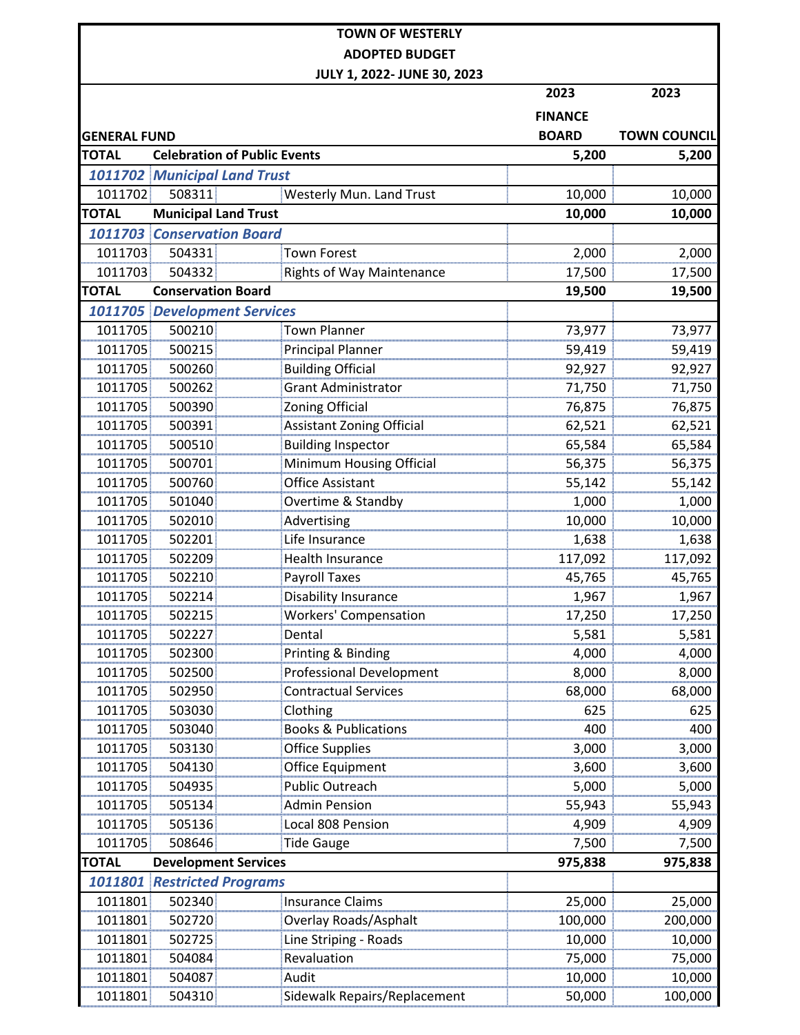# TOWN OF WESTERLY
## ADOPTED BUDGET
### JULY 1, 2022- JUNE 30, 2023

| GENERAL FUND | | | 2023 FINANCE BOARD | 2023 TOWN COUNCIL |
|---|---|---|---|---|
| **TOTAL** | **Celebration of Public Events** | | **5,200** | **5,200** |
| ***1011702*** | ***Municipal Land Trust*** | | | |
| 1011702 | 508311 | Westerly Mun. Land Trust | 10,000 | 10,000 |
| **TOTAL** | **Municipal Land Trust** | | **10,000** | **10,000** |
| ***1011703*** | ***Conservation Board*** | | | |
| 1011703 | 504331 | Town Forest | 2,000 | 2,000 |
| 1011703 | 504332 | Rights of Way Maintenance | 17,500 | 17,500 |
| **TOTAL** | **Conservation Board** | | **19,500** | **19,500** |
| ***1011705*** | ***Development Services*** | | | |
| 1011705 | 500210 | Town Planner | 73,977 | 73,977 |
| 1011705 | 500215 | Principal Planner | 59,419 | 59,419 |
| 1011705 | 500260 | Building Official | 92,927 | 92,927 |
| 1011705 | 500262 | Grant Administrator | 71,750 | 71,750 |
| 1011705 | 500390 | Zoning Official | 76,875 | 76,875 |
| 1011705 | 500391 | Assistant Zoning Official | 62,521 | 62,521 |
| 1011705 | 500510 | Building Inspector | 65,584 | 65,584 |
| 1011705 | 500701 | Minimum Housing Official | 56,375 | 56,375 |
| 1011705 | 500760 | Office Assistant | 55,142 | 55,142 |
| 1011705 | 501040 | Overtime & Standby | 1,000 | 1,000 |
| 1011705 | 502010 | Advertising | 10,000 | 10,000 |
| 1011705 | 502201 | Life Insurance | 1,638 | 1,638 |
| 1011705 | 502209 | Health Insurance | 117,092 | 117,092 |
| 1011705 | 502210 | Payroll Taxes | 45,765 | 45,765 |
| 1011705 | 502214 | Disability Insurance | 1,967 | 1,967 |
| 1011705 | 502215 | Workers' Compensation | 17,250 | 17,250 |
| 1011705 | 502227 | Dental | 5,581 | 5,581 |
| 1011705 | 502300 | Printing & Binding | 4,000 | 4,000 |
| 1011705 | 502500 | Professional Development | 8,000 | 8,000 |
| 1011705 | 502950 | Contractual Services | 68,000 | 68,000 |
| 1011705 | 503030 | Clothing | 625 | 625 |
| 1011705 | 503040 | Books & Publications | 400 | 400 |
| 1011705 | 503130 | Office Supplies | 3,000 | 3,000 |
| 1011705 | 504130 | Office Equipment | 3,600 | 3,600 |
| 1011705 | 504935 | Public Outreach | 5,000 | 5,000 |
| 1011705 | 505134 | Admin Pension | 55,943 | 55,943 |
| 1011705 | 505136 | Local 808 Pension | 4,909 | 4,909 |
| 1011705 | 508646 | Tide Gauge | 7,500 | 7,500 |
| **TOTAL** | **Development Services** | | **975,838** | **975,838** |
| ***1011801*** | ***Restricted Programs*** | | | |
| 1011801 | 502340 | Insurance Claims | 25,000 | 25,000 |
| 1011801 | 502720 | Overlay Roads/Asphalt | 100,000 | 200,000 |
| 1011801 | 502725 | Line Striping - Roads | 10,000 | 10,000 |
| 1011801 | 504084 | Revaluation | 75,000 | 75,000 |
| 1011801 | 504087 | Audit | 10,000 | 10,000 |
| 1011801 | 504310 | Sidewalk Repairs/Replacement | 50,000 | 100,000 |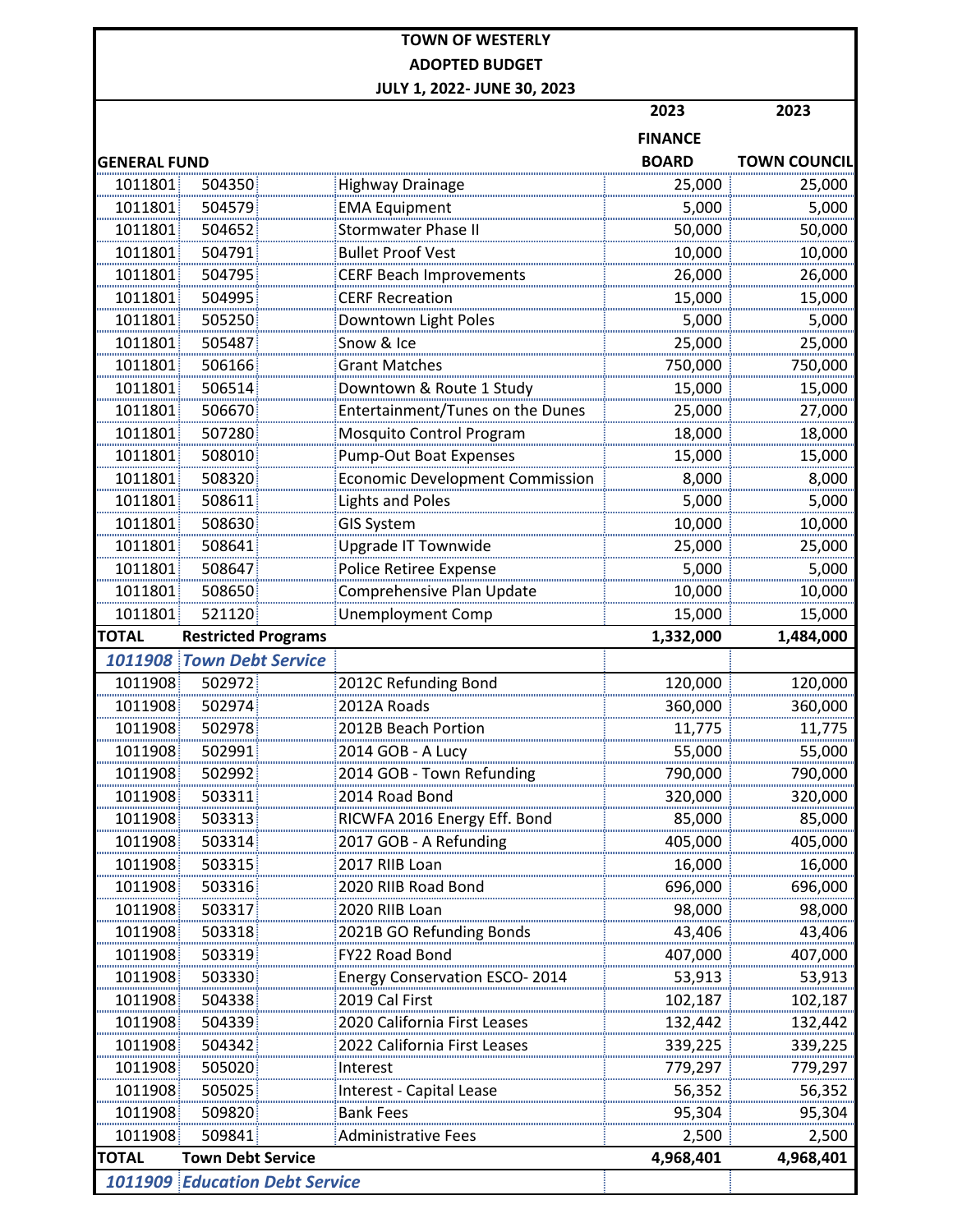# TOWN OF WESTERLY
## ADOPTED BUDGET
### JULY 1, 2022- JUNE 30, 2023

| GENERAL FUND | | | 2023 FINANCE BOARD | 2023 TOWN COUNCIL |
|---|---|---|---|---|
| 1011801 | 504350 | Highway Drainage | 25,000 | 25,000 |
| 1011801 | 504579 | EMA Equipment | 5,000 | 5,000 |
| 1011801 | 504652 | Stormwater Phase II | 50,000 | 50,000 |
| 1011801 | 504791 | Bullet Proof Vest | 10,000 | 10,000 |
| 1011801 | 504795 | CERF Beach Improvements | 26,000 | 26,000 |
| 1011801 | 504995 | CERF Recreation | 15,000 | 15,000 |
| 1011801 | 505250 | Downtown Light Poles | 5,000 | 5,000 |
| 1011801 | 505487 | Snow & Ice | 25,000 | 25,000 |
| 1011801 | 506166 | Grant Matches | 750,000 | 750,000 |
| 1011801 | 506514 | Downtown & Route 1 Study | 15,000 | 15,000 |
| 1011801 | 506670 | Entertainment/Tunes on the Dunes | 25,000 | 27,000 |
| 1011801 | 507280 | Mosquito Control Program | 18,000 | 18,000 |
| 1011801 | 508010 | Pump-Out Boat Expenses | 15,000 | 15,000 |
| 1011801 | 508320 | Economic Development Commission | 8,000 | 8,000 |
| 1011801 | 508611 | Lights and Poles | 5,000 | 5,000 |
| 1011801 | 508630 | GIS System | 10,000 | 10,000 |
| 1011801 | 508641 | Upgrade IT Townwide | 25,000 | 25,000 |
| 1011801 | 508647 | Police Retiree Expense | 5,000 | 5,000 |
| 1011801 | 508650 | Comprehensive Plan Update | 10,000 | 10,000 |
| 1011801 | 521120 | Unemployment Comp | 15,000 | 15,000 |
| **TOTAL** | **Restricted Programs** | | **1,332,000** | **1,484,000** |
| ***1011908*** | ***Town Debt Service*** | | | |
| 1011908 | 502972 | 2012C Refunding Bond | 120,000 | 120,000 |
| 1011908 | 502974 | 2012A Roads | 360,000 | 360,000 |
| 1011908 | 502978 | 2012B Beach Portion | 11,775 | 11,775 |
| 1011908 | 502991 | 2014 GOB - A Lucy | 55,000 | 55,000 |
| 1011908 | 502992 | 2014 GOB - Town Refunding | 790,000 | 790,000 |
| 1011908 | 503311 | 2014 Road Bond | 320,000 | 320,000 |
| 1011908 | 503313 | RICWFA 2016 Energy Eff. Bond | 85,000 | 85,000 |
| 1011908 | 503314 | 2017 GOB - A Refunding | 405,000 | 405,000 |
| 1011908 | 503315 | 2017 RIIB Loan | 16,000 | 16,000 |
| 1011908 | 503316 | 2020 RIIB Road Bond | 696,000 | 696,000 |
| 1011908 | 503317 | 2020 RIIB Loan | 98,000 | 98,000 |
| 1011908 | 503318 | 2021B GO Refunding Bonds | 43,406 | 43,406 |
| 1011908 | 503319 | FY22 Road Bond | 407,000 | 407,000 |
| 1011908 | 503330 | Energy Conservation ESCO- 2014 | 53,913 | 53,913 |
| 1011908 | 504338 | 2019 Cal First | 102,187 | 102,187 |
| 1011908 | 504339 | 2020 California First Leases | 132,442 | 132,442 |
| 1011908 | 504342 | 2022 California First Leases | 339,225 | 339,225 |
| 1011908 | 505020 | Interest | 779,297 | 779,297 |
| 1011908 | 505025 | Interest - Capital Lease | 56,352 | 56,352 |
| 1011908 | 509820 | Bank Fees | 95,304 | 95,304 |
| 1011908 | 509841 | Administrative Fees | 2,500 | 2,500 |
| **TOTAL** | **Town Debt Service** | | **4,968,401** | **4,968,401** |
| ***1011909*** | ***Education Debt Service*** | | | |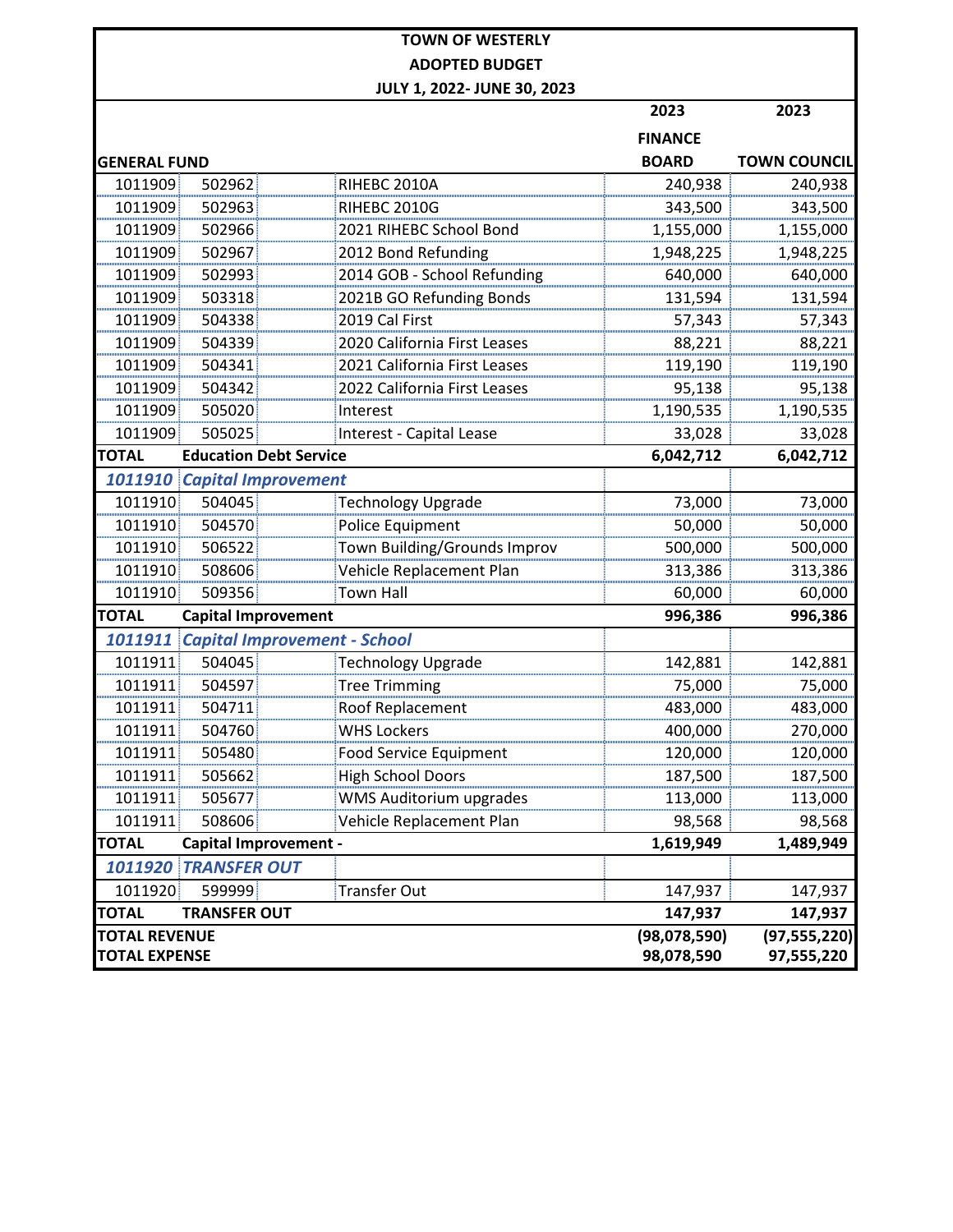**TOWN OF WESTERLY**

**ADOPTED BUDGET**

**JULY 1, 2022- JUNE 30, 2023**

| GENERAL FUND | | | 2023 FINANCE BOARD | 2023 TOWN COUNCIL |
|---|---|---|---|---|
| 1011909 | 502962 | RIHEBC 2010A | 240,938 | 240,938 |
| 1011909 | 502963 | RIHEBC 2010G | 343,500 | 343,500 |
| 1011909 | 502966 | 2021 RIHEBC School Bond | 1,155,000 | 1,155,000 |
| 1011909 | 502967 | 2012 Bond Refunding | 1,948,225 | 1,948,225 |
| 1011909 | 502993 | 2014 GOB - School Refunding | 640,000 | 640,000 |
| 1011909 | 503318 | 2021B GO Refunding Bonds | 131,594 | 131,594 |
| 1011909 | 504338 | 2019 Cal First | 57,343 | 57,343 |
| 1011909 | 504339 | 2020 California First Leases | 88,221 | 88,221 |
| 1011909 | 504341 | 2021 California First Leases | 119,190 | 119,190 |
| 1011909 | 504342 | 2022 California First Leases | 95,138 | 95,138 |
| 1011909 | 505020 | Interest | 1,190,535 | 1,190,535 |
| 1011909 | 505025 | Interest - Capital Lease | 33,028 | 33,028 |
| **TOTAL** | **Education Debt Service** | | **6,042,712** | **6,042,712** |
| ***1011910*** | ***Capital Improvement*** | | | |
| 1011910 | 504045 | Technology Upgrade | 73,000 | 73,000 |
| 1011910 | 504570 | Police Equipment | 50,000 | 50,000 |
| 1011910 | 506522 | Town Building/Grounds Improv | 500,000 | 500,000 |
| 1011910 | 508606 | Vehicle Replacement Plan | 313,386 | 313,386 |
| 1011910 | 509356 | Town Hall | 60,000 | 60,000 |
| **TOTAL** | **Capital Improvement** | | **996,386** | **996,386** |
| ***1011911*** | ***Capital Improvement - School*** | | | |
| 1011911 | 504045 | Technology Upgrade | 142,881 | 142,881 |
| 1011911 | 504597 | Tree Trimming | 75,000 | 75,000 |
| 1011911 | 504711 | Roof Replacement | 483,000 | 483,000 |
| 1011911 | 504760 | WHS Lockers | 400,000 | 270,000 |
| 1011911 | 505480 | Food Service Equipment | 120,000 | 120,000 |
| 1011911 | 505662 | High School Doors | 187,500 | 187,500 |
| 1011911 | 505677 | WMS Auditorium upgrades | 113,000 | 113,000 |
| 1011911 | 508606 | Vehicle Replacement Plan | 98,568 | 98,568 |
| **TOTAL** | **Capital Improvement -** | | **1,619,949** | **1,489,949** |
| ***1011920*** | ***TRANSFER OUT*** | | | |
| 1011920 | 599999 | Transfer Out | 147,937 | 147,937 |
| **TOTAL** | **TRANSFER OUT** | | **147,937** | **147,937** |
| **TOTAL REVENUE** | | | **(98,078,590)** | **(97,555,220)** |
| **TOTAL EXPENSE** | | | **98,078,590** | **97,555,220** |